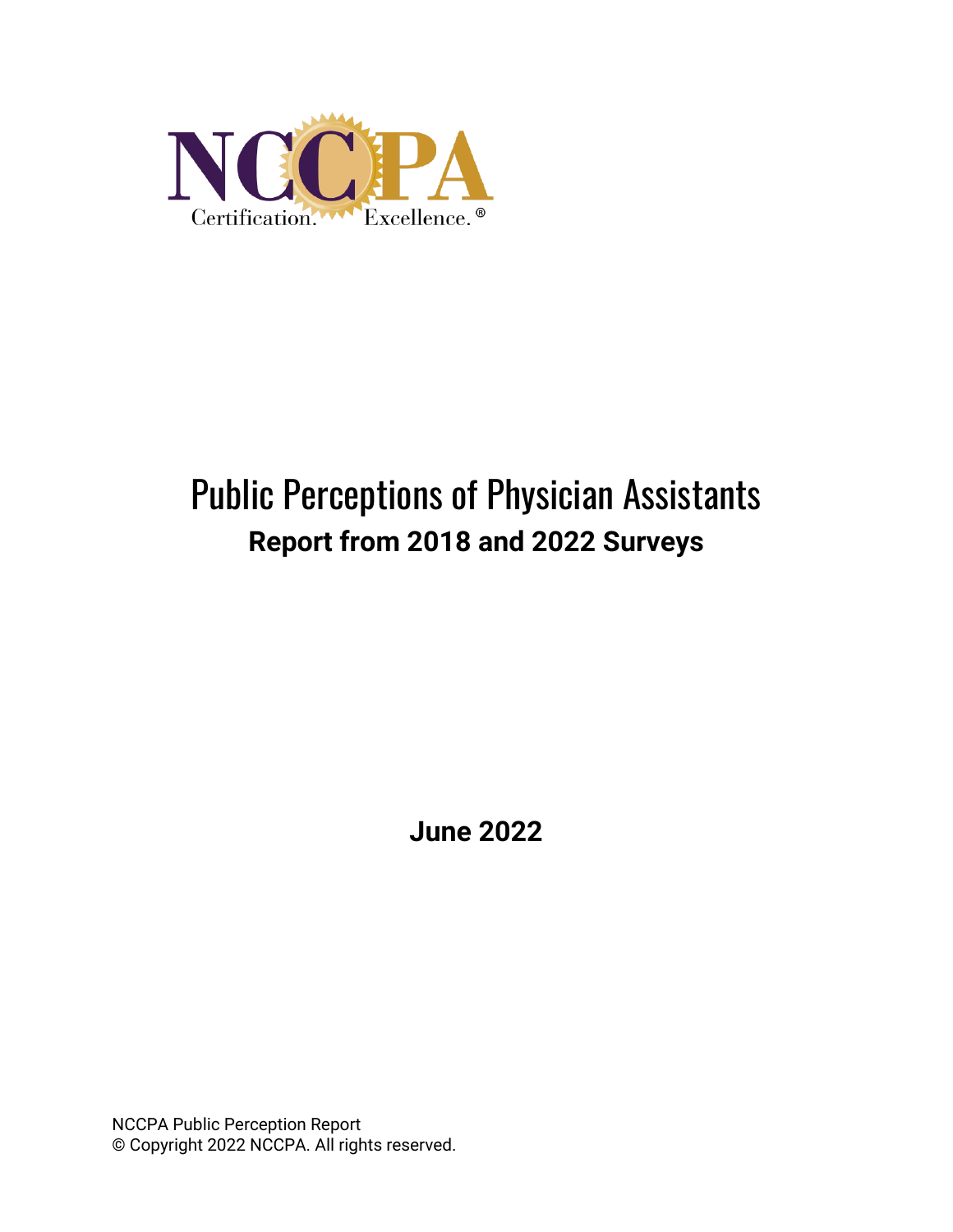NCCPA

Certification. Excellence.®

# Public Perceptions of Physician Assistants

## Report from 2018 and 2022 Surveys

**June 2022**

NCCPA Public Perception Report
© Copyright 2022 NCCPA. All rights reserved.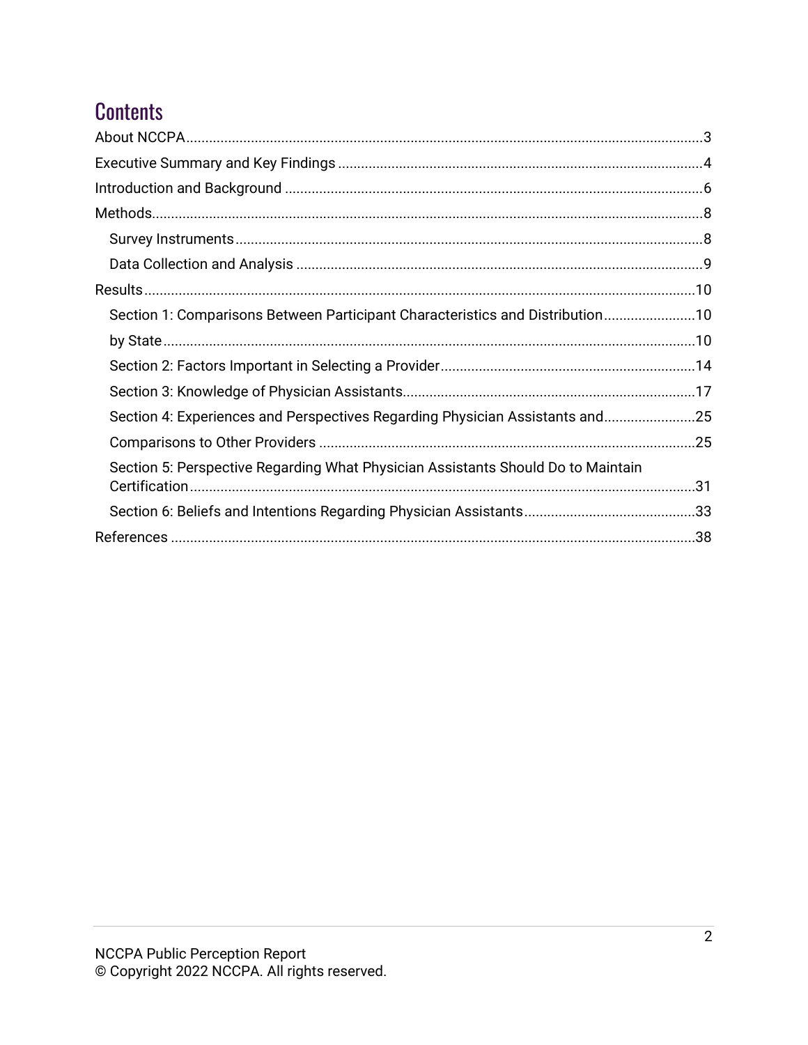# Contents

About NCCPA....3

Executive Summary and Key Findings....4

Introduction and Background....6

Methods....8

- Survey Instruments....8
- Data Collection and Analysis....9

Results....10

- Section 1: Comparisons Between Participant Characteristics and Distribution....10
- by State....10
- Section 2: Factors Important in Selecting a Provider....14
- Section 3: Knowledge of Physician Assistants....17
- Section 4: Experiences and Perspectives Regarding Physician Assistants and....25
- Comparisons to Other Providers....25
- Section 5: Perspective Regarding What Physician Assistants Should Do to Maintain Certification....31
- Section 6: Beliefs and Intentions Regarding Physician Assistants....33

References....38

NCCPA Public Perception Report
© Copyright 2022 NCCPA. All rights reserved.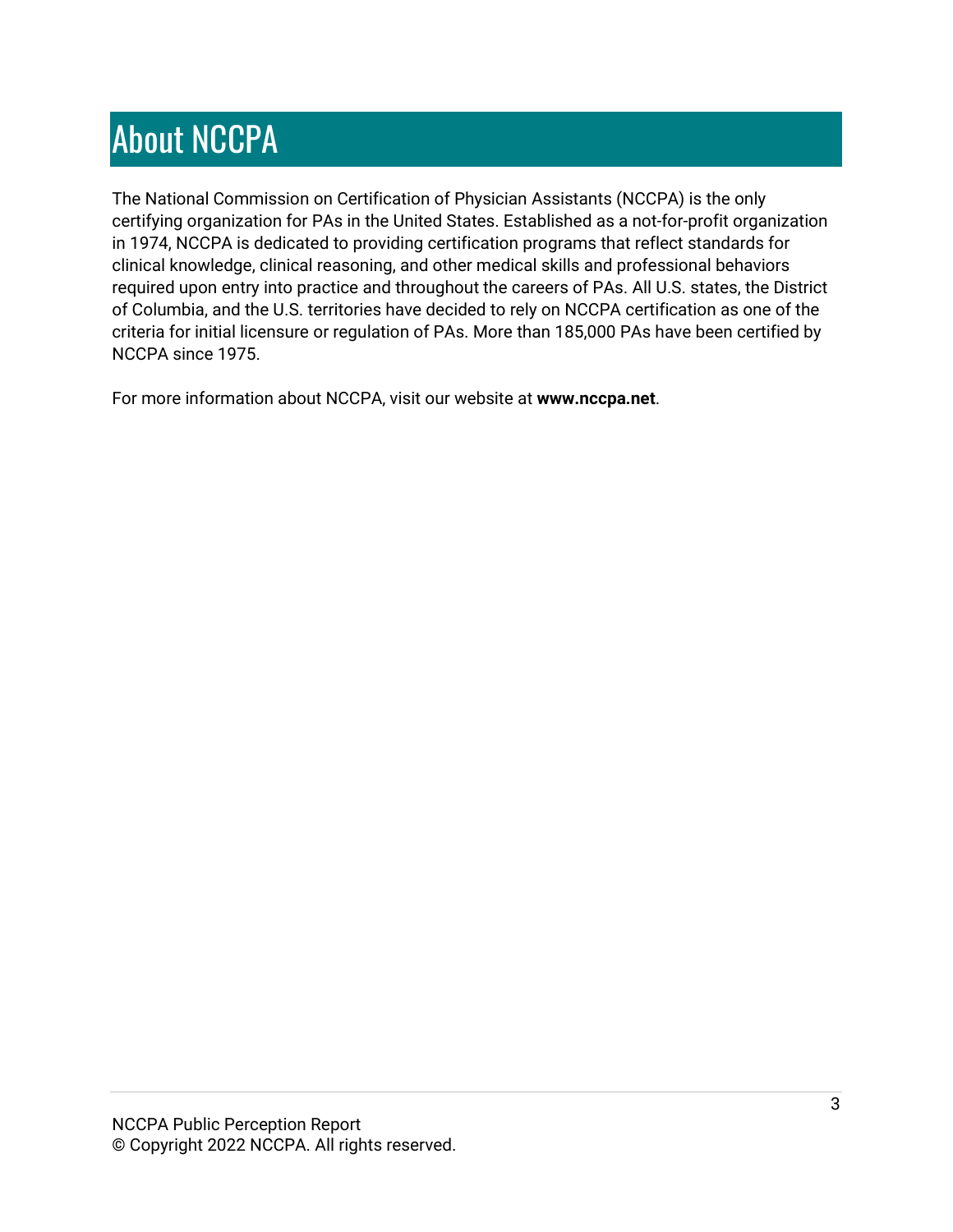# About NCCPA

The National Commission on Certification of Physician Assistants (NCCPA) is the only certifying organization for PAs in the United States. Established as a not-for-profit organization in 1974, NCCPA is dedicated to providing certification programs that reflect standards for clinical knowledge, clinical reasoning, and other medical skills and professional behaviors required upon entry into practice and throughout the careers of PAs. All U.S. states, the District of Columbia, and the U.S. territories have decided to rely on NCCPA certification as one of the criteria for initial licensure or regulation of PAs. More than 185,000 PAs have been certified by NCCPA since 1975.

For more information about NCCPA, visit our website at **www.nccpa.net**.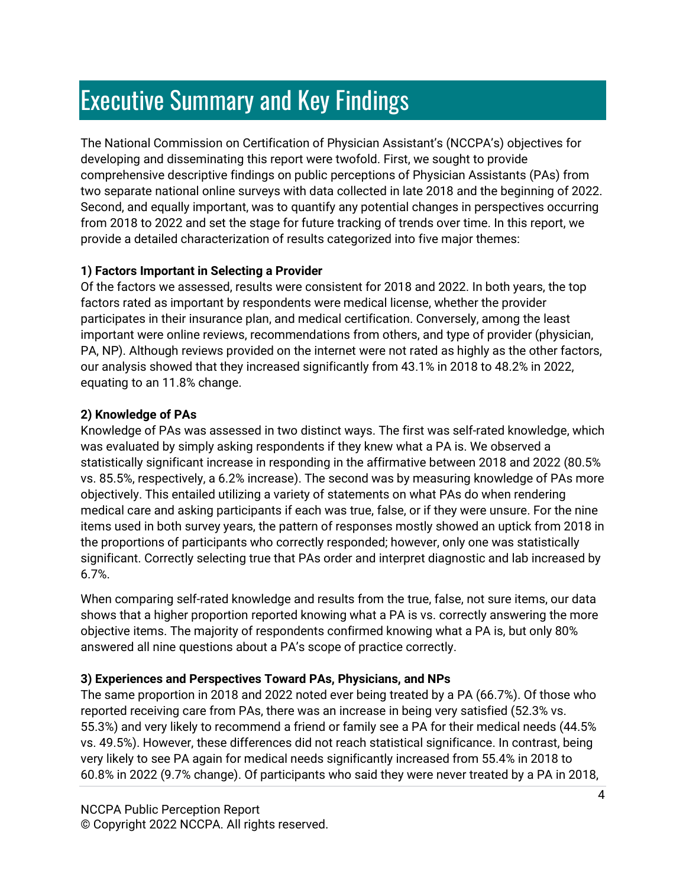# Executive Summary and Key Findings

The National Commission on Certification of Physician Assistant's (NCCPA's) objectives for developing and disseminating this report were twofold. First, we sought to provide comprehensive descriptive findings on public perceptions of Physician Assistants (PAs) from two separate national online surveys with data collected in late 2018 and the beginning of 2022. Second, and equally important, was to quantify any potential changes in perspectives occurring from 2018 to 2022 and set the stage for future tracking of trends over time. In this report, we provide a detailed characterization of results categorized into five major themes:

**1) Factors Important in Selecting a Provider**

Of the factors we assessed, results were consistent for 2018 and 2022. In both years, the top factors rated as important by respondents were medical license, whether the provider participates in their insurance plan, and medical certification. Conversely, among the least important were online reviews, recommendations from others, and type of provider (physician, PA, NP). Although reviews provided on the internet were not rated as highly as the other factors, our analysis showed that they increased significantly from 43.1% in 2018 to 48.2% in 2022, equating to an 11.8% change.

**2) Knowledge of PAs**

Knowledge of PAs was assessed in two distinct ways. The first was self-rated knowledge, which was evaluated by simply asking respondents if they knew what a PA is. We observed a statistically significant increase in responding in the affirmative between 2018 and 2022 (80.5% vs. 85.5%, respectively, a 6.2% increase). The second was by measuring knowledge of PAs more objectively. This entailed utilizing a variety of statements on what PAs do when rendering medical care and asking participants if each was true, false, or if they were unsure. For the nine items used in both survey years, the pattern of responses mostly showed an uptick from 2018 in the proportions of participants who correctly responded; however, only one was statistically significant. Correctly selecting true that PAs order and interpret diagnostic and lab increased by 6.7%.

When comparing self-rated knowledge and results from the true, false, not sure items, our data shows that a higher proportion reported knowing what a PA is vs. correctly answering the more objective items. The majority of respondents confirmed knowing what a PA is, but only 80% answered all nine questions about a PA's scope of practice correctly.

**3) Experiences and Perspectives Toward PAs, Physicians, and NPs**

The same proportion in 2018 and 2022 noted ever being treated by a PA (66.7%). Of those who reported receiving care from PAs, there was an increase in being very satisfied (52.3% vs. 55.3%) and very likely to recommend a friend or family see a PA for their medical needs (44.5% vs. 49.5%). However, these differences did not reach statistical significance. In contrast, being very likely to see PA again for medical needs significantly increased from 55.4% in 2018 to 60.8% in 2022 (9.7% change). Of participants who said they were never treated by a PA in 2018,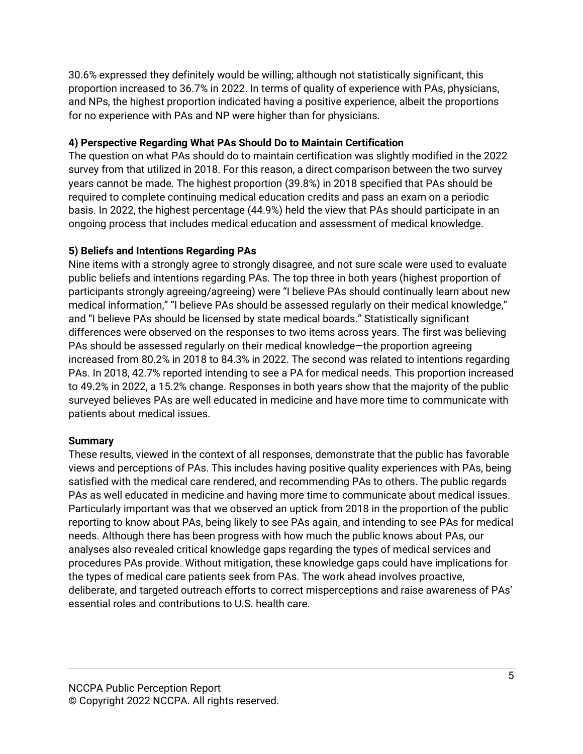30.6% expressed they definitely would be willing; although not statistically significant, this proportion increased to 36.7% in 2022. In terms of quality of experience with PAs, physicians, and NPs, the highest proportion indicated having a positive experience, albeit the proportions for no experience with PAs and NP were higher than for physicians.

**4) Perspective Regarding What PAs Should Do to Maintain Certification**

The question on what PAs should do to maintain certification was slightly modified in the 2022 survey from that utilized in 2018. For this reason, a direct comparison between the two survey years cannot be made. The highest proportion (39.8%) in 2018 specified that PAs should be required to complete continuing medical education credits and pass an exam on a periodic basis. In 2022, the highest percentage (44.9%) held the view that PAs should participate in an ongoing process that includes medical education and assessment of medical knowledge.

**5) Beliefs and Intentions Regarding PAs**

Nine items with a strongly agree to strongly disagree, and not sure scale were used to evaluate public beliefs and intentions regarding PAs. The top three in both years (highest proportion of participants strongly agreeing/agreeing) were "I believe PAs should continually learn about new medical information," "I believe PAs should be assessed regularly on their medical knowledge," and "I believe PAs should be licensed by state medical boards." Statistically significant differences were observed on the responses to two items across years. The first was believing PAs should be assessed regularly on their medical knowledge—the proportion agreeing increased from 80.2% in 2018 to 84.3% in 2022. The second was related to intentions regarding PAs. In 2018, 42.7% reported intending to see a PA for medical needs. This proportion increased to 49.2% in 2022, a 15.2% change. Responses in both years show that the majority of the public surveyed believes PAs are well educated in medicine and have more time to communicate with patients about medical issues.

**Summary**

These results, viewed in the context of all responses, demonstrate that the public has favorable views and perceptions of PAs. This includes having positive quality experiences with PAs, being satisfied with the medical care rendered, and recommending PAs to others. The public regards PAs as well educated in medicine and having more time to communicate about medical issues. Particularly important was that we observed an uptick from 2018 in the proportion of the public reporting to know about PAs, being likely to see PAs again, and intending to see PAs for medical needs. Although there has been progress with how much the public knows about PAs, our analyses also revealed critical knowledge gaps regarding the types of medical services and procedures PAs provide. Without mitigation, these knowledge gaps could have implications for the types of medical care patients seek from PAs. The work ahead involves proactive, deliberate, and targeted outreach efforts to correct misperceptions and raise awareness of PAs' essential roles and contributions to U.S. health care.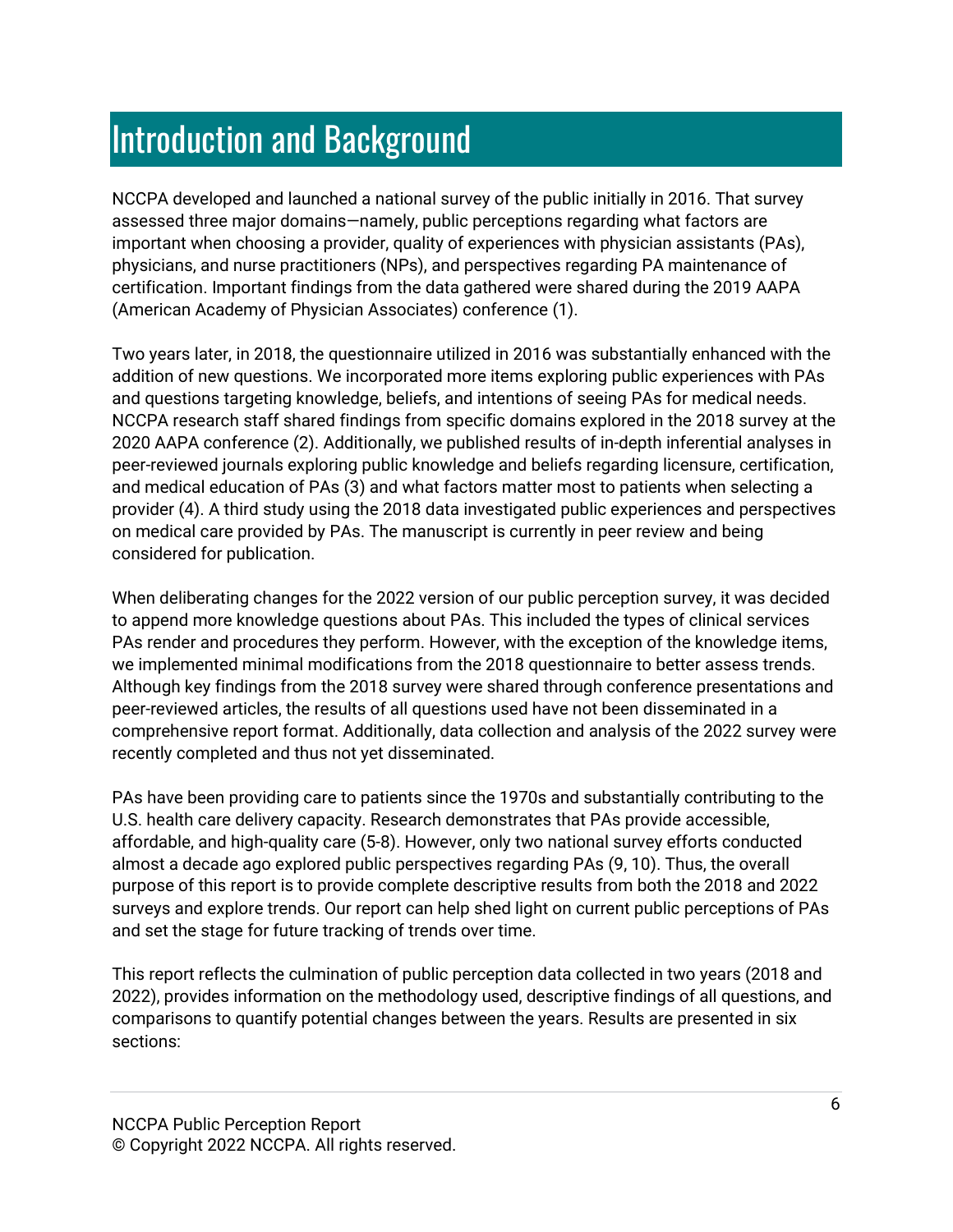# Introduction and Background

NCCPA developed and launched a national survey of the public initially in 2016. That survey assessed three major domains—namely, public perceptions regarding what factors are important when choosing a provider, quality of experiences with physician assistants (PAs), physicians, and nurse practitioners (NPs), and perspectives regarding PA maintenance of certification. Important findings from the data gathered were shared during the 2019 AAPA (American Academy of Physician Associates) conference (1).

Two years later, in 2018, the questionnaire utilized in 2016 was substantially enhanced with the addition of new questions. We incorporated more items exploring public experiences with PAs and questions targeting knowledge, beliefs, and intentions of seeing PAs for medical needs. NCCPA research staff shared findings from specific domains explored in the 2018 survey at the 2020 AAPA conference (2). Additionally, we published results of in-depth inferential analyses in peer-reviewed journals exploring public knowledge and beliefs regarding licensure, certification, and medical education of PAs (3) and what factors matter most to patients when selecting a provider (4). A third study using the 2018 data investigated public experiences and perspectives on medical care provided by PAs. The manuscript is currently in peer review and being considered for publication.

When deliberating changes for the 2022 version of our public perception survey, it was decided to append more knowledge questions about PAs. This included the types of clinical services PAs render and procedures they perform. However, with the exception of the knowledge items, we implemented minimal modifications from the 2018 questionnaire to better assess trends. Although key findings from the 2018 survey were shared through conference presentations and peer-reviewed articles, the results of all questions used have not been disseminated in a comprehensive report format. Additionally, data collection and analysis of the 2022 survey were recently completed and thus not yet disseminated.

PAs have been providing care to patients since the 1970s and substantially contributing to the U.S. health care delivery capacity. Research demonstrates that PAs provide accessible, affordable, and high-quality care (5-8). However, only two national survey efforts conducted almost a decade ago explored public perspectives regarding PAs (9, 10). Thus, the overall purpose of this report is to provide complete descriptive results from both the 2018 and 2022 surveys and explore trends. Our report can help shed light on current public perceptions of PAs and set the stage for future tracking of trends over time.

This report reflects the culmination of public perception data collected in two years (2018 and 2022), provides information on the methodology used, descriptive findings of all questions, and comparisons to quantify potential changes between the years. Results are presented in six sections: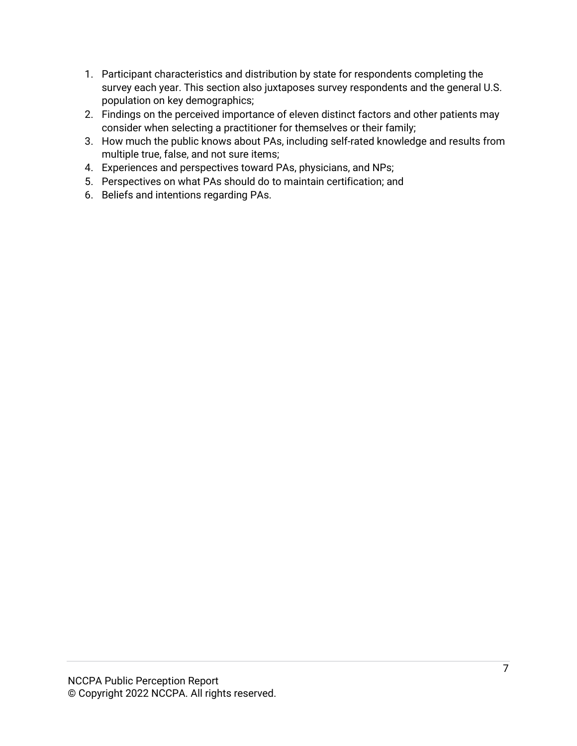1. Participant characteristics and distribution by state for respondents completing the survey each year. This section also juxtaposes survey respondents and the general U.S. population on key demographics;
2. Findings on the perceived importance of eleven distinct factors and other patients may consider when selecting a practitioner for themselves or their family;
3. How much the public knows about PAs, including self-rated knowledge and results from multiple true, false, and not sure items;
4. Experiences and perspectives toward PAs, physicians, and NPs;
5. Perspectives on what PAs should do to maintain certification; and
6. Beliefs and intentions regarding PAs.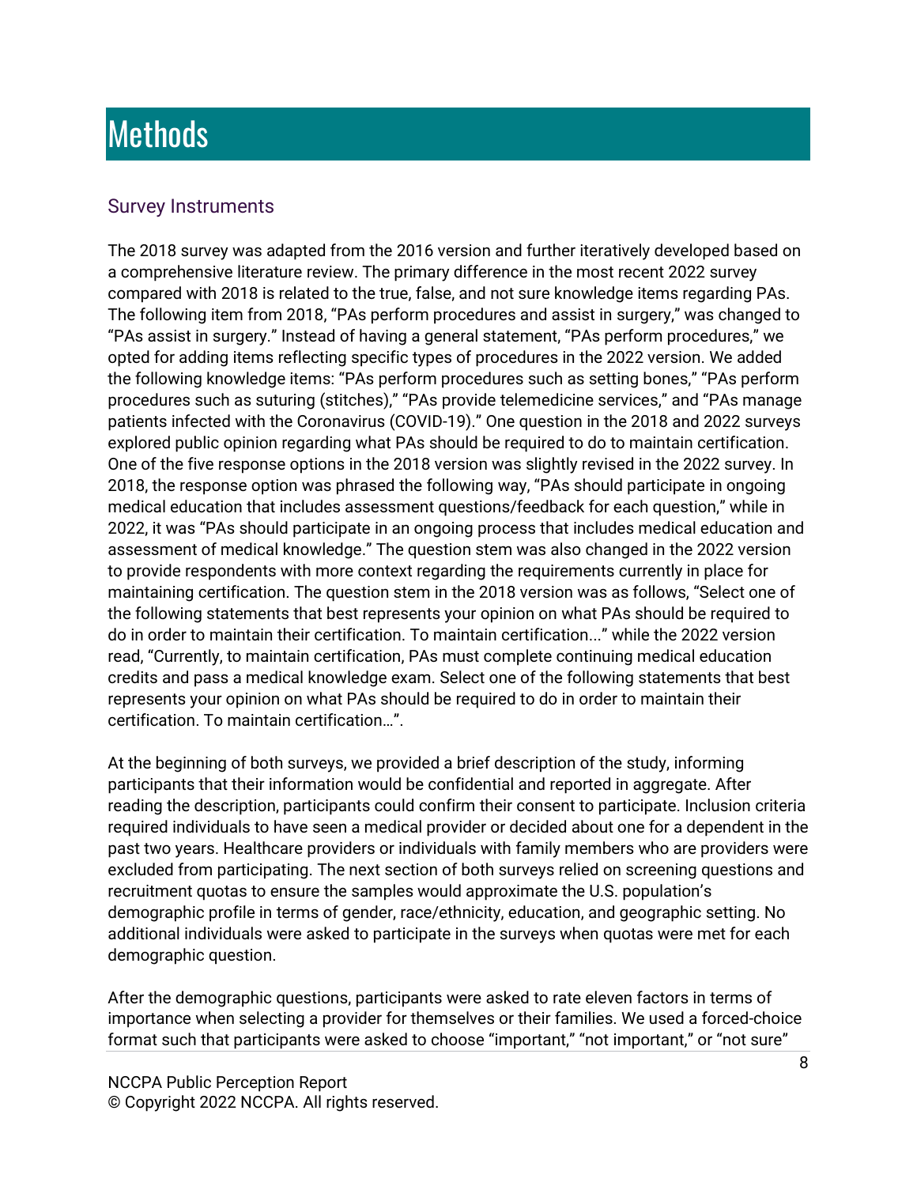# Methods

## Survey Instruments

The 2018 survey was adapted from the 2016 version and further iteratively developed based on a comprehensive literature review. The primary difference in the most recent 2022 survey compared with 2018 is related to the true, false, and not sure knowledge items regarding PAs. The following item from 2018, "PAs perform procedures and assist in surgery," was changed to "PAs assist in surgery." Instead of having a general statement, "PAs perform procedures," we opted for adding items reflecting specific types of procedures in the 2022 version. We added the following knowledge items: "PAs perform procedures such as setting bones," "PAs perform procedures such as suturing (stitches)," "PAs provide telemedicine services," and "PAs manage patients infected with the Coronavirus (COVID-19)." One question in the 2018 and 2022 surveys explored public opinion regarding what PAs should be required to do to maintain certification. One of the five response options in the 2018 version was slightly revised in the 2022 survey. In 2018, the response option was phrased the following way, "PAs should participate in ongoing medical education that includes assessment questions/feedback for each question," while in 2022, it was "PAs should participate in an ongoing process that includes medical education and assessment of medical knowledge." The question stem was also changed in the 2022 version to provide respondents with more context regarding the requirements currently in place for maintaining certification. The question stem in the 2018 version was as follows, "Select one of the following statements that best represents your opinion on what PAs should be required to do in order to maintain their certification. To maintain certification..." while the 2022 version read, "Currently, to maintain certification, PAs must complete continuing medical education credits and pass a medical knowledge exam. Select one of the following statements that best represents your opinion on what PAs should be required to do in order to maintain their certification. To maintain certification…".

At the beginning of both surveys, we provided a brief description of the study, informing participants that their information would be confidential and reported in aggregate. After reading the description, participants could confirm their consent to participate. Inclusion criteria required individuals to have seen a medical provider or decided about one for a dependent in the past two years. Healthcare providers or individuals with family members who are providers were excluded from participating. The next section of both surveys relied on screening questions and recruitment quotas to ensure the samples would approximate the U.S. population's demographic profile in terms of gender, race/ethnicity, education, and geographic setting. No additional individuals were asked to participate in the surveys when quotas were met for each demographic question.

After the demographic questions, participants were asked to rate eleven factors in terms of importance when selecting a provider for themselves or their families. We used a forced-choice format such that participants were asked to choose "important," "not important," or "not sure"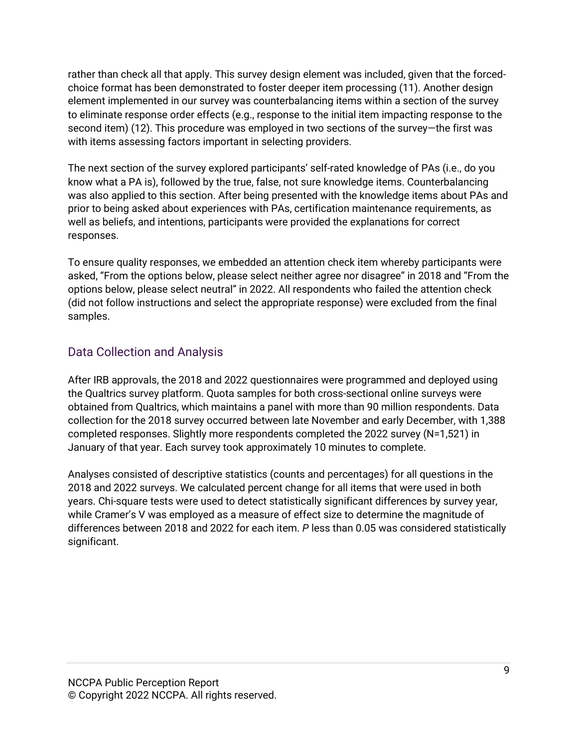rather than check all that apply. This survey design element was included, given that the forced-choice format has been demonstrated to foster deeper item processing (11). Another design element implemented in our survey was counterbalancing items within a section of the survey to eliminate response order effects (e.g., response to the initial item impacting response to the second item) (12). This procedure was employed in two sections of the survey—the first was with items assessing factors important in selecting providers.

The next section of the survey explored participants' self-rated knowledge of PAs (i.e., do you know what a PA is), followed by the true, false, not sure knowledge items. Counterbalancing was also applied to this section. After being presented with the knowledge items about PAs and prior to being asked about experiences with PAs, certification maintenance requirements, as well as beliefs, and intentions, participants were provided the explanations for correct responses.

To ensure quality responses, we embedded an attention check item whereby participants were asked, "From the options below, please select neither agree nor disagree" in 2018 and "From the options below, please select neutral" in 2022. All respondents who failed the attention check (did not follow instructions and select the appropriate response) were excluded from the final samples.

## Data Collection and Analysis

After IRB approvals, the 2018 and 2022 questionnaires were programmed and deployed using the Qualtrics survey platform. Quota samples for both cross-sectional online surveys were obtained from Qualtrics, which maintains a panel with more than 90 million respondents. Data collection for the 2018 survey occurred between late November and early December, with 1,388 completed responses. Slightly more respondents completed the 2022 survey (N=1,521) in January of that year. Each survey took approximately 10 minutes to complete.

Analyses consisted of descriptive statistics (counts and percentages) for all questions in the 2018 and 2022 surveys. We calculated percent change for all items that were used in both years. Chi-square tests were used to detect statistically significant differences by survey year, while Cramer's V was employed as a measure of effect size to determine the magnitude of differences between 2018 and 2022 for each item. *P* less than 0.05 was considered statistically significant.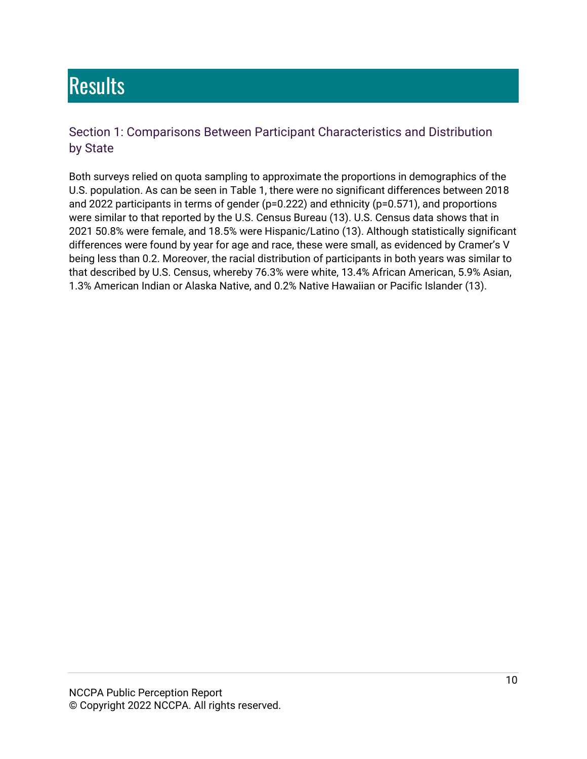# Results

## Section 1: Comparisons Between Participant Characteristics and Distribution by State

Both surveys relied on quota sampling to approximate the proportions in demographics of the U.S. population. As can be seen in Table 1, there were no significant differences between 2018 and 2022 participants in terms of gender ($p=0.222$) and ethnicity ($p=0.571$), and proportions were similar to that reported by the U.S. Census Bureau (13). U.S. Census data shows that in 2021 50.8% were female, and 18.5% were Hispanic/Latino (13). Although statistically significant differences were found by year for age and race, these were small, as evidenced by Cramer's V being less than 0.2. Moreover, the racial distribution of participants in both years was similar to that described by U.S. Census, whereby 76.3% were white, 13.4% African American, 5.9% Asian, 1.3% American Indian or Alaska Native, and 0.2% Native Hawaiian or Pacific Islander (13).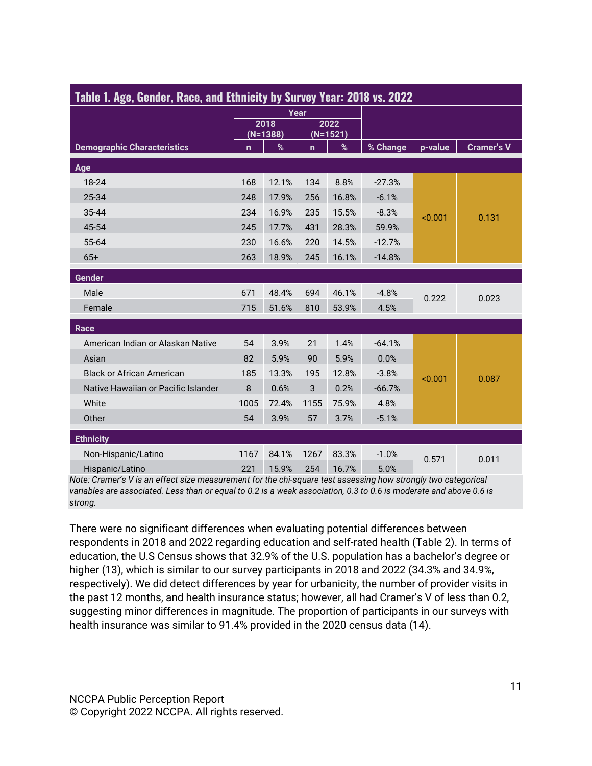**Table 1. Age, Gender, Race, and Ethnicity by Survey Year: 2018 vs. 2022**

| Demographic Characteristics | 2018 (N=1388) n | 2018 (N=1388) % | 2022 (N=1521) n | 2022 (N=1521) % | % Change | p-value | Cramer's V |
|---|---|---|---|---|---|---|---|
| **Age** | | | | | | | |
| 18-24 | 168 | 12.1% | 134 | 8.8% | -27.3% | <0.001 | 0.131 |
| 25-34 | 248 | 17.9% | 256 | 16.8% | -6.1% | | |
| 35-44 | 234 | 16.9% | 235 | 15.5% | -8.3% | | |
| 45-54 | 245 | 17.7% | 431 | 28.3% | 59.9% | | |
| 55-64 | 230 | 16.6% | 220 | 14.5% | -12.7% | | |
| 65+ | 263 | 18.9% | 245 | 16.1% | -14.8% | | |
| **Gender** | | | | | | | |
| Male | 671 | 48.4% | 694 | 46.1% | -4.8% | 0.222 | 0.023 |
| Female | 715 | 51.6% | 810 | 53.9% | 4.5% | | |
| **Race** | | | | | | | |
| American Indian or Alaskan Native | 54 | 3.9% | 21 | 1.4% | -64.1% | <0.001 | 0.087 |
| Asian | 82 | 5.9% | 90 | 5.9% | 0.0% | | |
| Black or African American | 185 | 13.3% | 195 | 12.8% | -3.8% | | |
| Native Hawaiian or Pacific Islander | 8 | 0.6% | 3 | 0.2% | -66.7% | | |
| White | 1005 | 72.4% | 1155 | 75.9% | 4.8% | | |
| Other | 54 | 3.9% | 57 | 3.7% | -5.1% | | |
| **Ethnicity** | | | | | | | |
| Non-Hispanic/Latino | 1167 | 84.1% | 1267 | 83.3% | -1.0% | 0.571 | 0.011 |
| Hispanic/Latino | 221 | 15.9% | 254 | 16.7% | 5.0% | | |

*Note: Cramer's V is an effect size measurement for the chi-square test assessing how strongly two categorical variables are associated. Less than or equal to 0.2 is a weak association, 0.3 to 0.6 is moderate and above 0.6 is strong.*

There were no significant differences when evaluating potential differences between respondents in 2018 and 2022 regarding education and self-rated health (Table 2). In terms of education, the U.S Census shows that 32.9% of the U.S. population has a bachelor's degree or higher (13), which is similar to our survey participants in 2018 and 2022 (34.3% and 34.9%, respectively). We did detect differences by year for urbanicity, the number of provider visits in the past 12 months, and health insurance status; however, all had Cramer's V of less than 0.2, suggesting minor differences in magnitude. The proportion of participants in our surveys with health insurance was similar to 91.4% provided in the 2020 census data (14).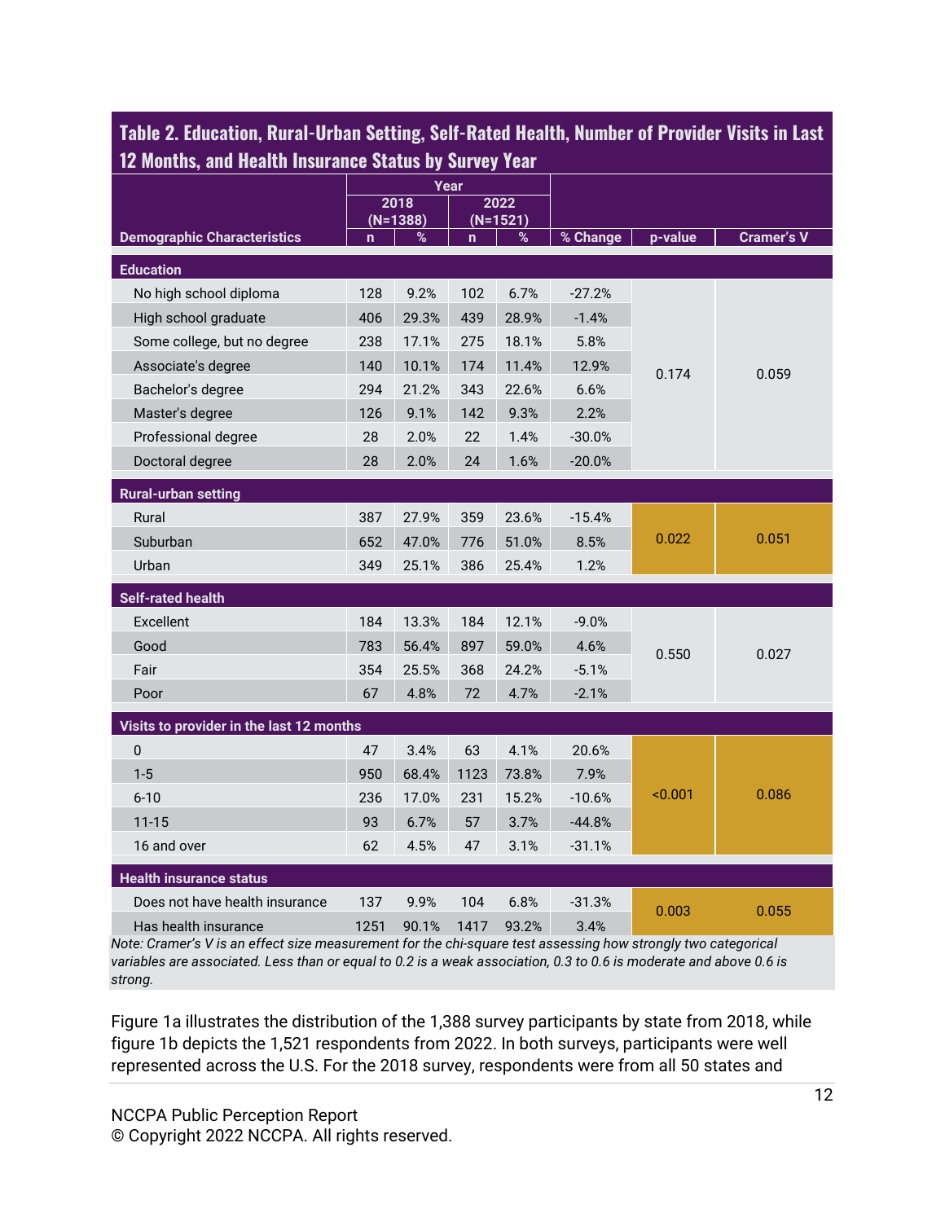**Table 2. Education, Rural-Urban Setting, Self-Rated Health, Number of Provider Visits in Last 12 Months, and Health Insurance Status by Survey Year**

| Demographic Characteristics | 2018 (N=1388) n | 2018 (N=1388) % | 2022 (N=1521) n | 2022 (N=1521) % | % Change | p-value | Cramer's V |
|---|---|---|---|---|---|---|---|
| **Education** | | | | | | | |
| No high school diploma | 128 | 9.2% | 102 | 6.7% | -27.2% | 0.174 | 0.059 |
| High school graduate | 406 | 29.3% | 439 | 28.9% | -1.4% | | |
| Some college, but no degree | 238 | 17.1% | 275 | 18.1% | 5.8% | | |
| Associate's degree | 140 | 10.1% | 174 | 11.4% | 12.9% | | |
| Bachelor's degree | 294 | 21.2% | 343 | 22.6% | 6.6% | | |
| Master's degree | 126 | 9.1% | 142 | 9.3% | 2.2% | | |
| Professional degree | 28 | 2.0% | 22 | 1.4% | -30.0% | | |
| Doctoral degree | 28 | 2.0% | 24 | 1.6% | -20.0% | | |
| **Rural-urban setting** | | | | | | | |
| Rural | 387 | 27.9% | 359 | 23.6% | -15.4% | 0.022 | 0.051 |
| Suburban | 652 | 47.0% | 776 | 51.0% | 8.5% | | |
| Urban | 349 | 25.1% | 386 | 25.4% | 1.2% | | |
| **Self-rated health** | | | | | | | |
| Excellent | 184 | 13.3% | 184 | 12.1% | -9.0% | 0.550 | 0.027 |
| Good | 783 | 56.4% | 897 | 59.0% | 4.6% | | |
| Fair | 354 | 25.5% | 368 | 24.2% | -5.1% | | |
| Poor | 67 | 4.8% | 72 | 4.7% | -2.1% | | |
| **Visits to provider in the last 12 months** | | | | | | | |
| 0 | 47 | 3.4% | 63 | 4.1% | 20.6% | <0.001 | 0.086 |
| 1-5 | 950 | 68.4% | 1123 | 73.8% | 7.9% | | |
| 6-10 | 236 | 17.0% | 231 | 15.2% | -10.6% | | |
| 11-15 | 93 | 6.7% | 57 | 3.7% | -44.8% | | |
| 16 and over | 62 | 4.5% | 47 | 3.1% | -31.1% | | |
| **Health insurance status** | | | | | | | |
| Does not have health insurance | 137 | 9.9% | 104 | 6.8% | -31.3% | 0.003 | 0.055 |
| Has health insurance | 1251 | 90.1% | 1417 | 93.2% | 3.4% | | |

*Note: Cramer's V is an effect size measurement for the chi-square test assessing how strongly two categorical variables are associated. Less than or equal to 0.2 is a weak association, 0.3 to 0.6 is moderate and above 0.6 is strong.*

Figure 1a illustrates the distribution of the 1,388 survey participants by state from 2018, while figure 1b depicts the 1,521 respondents from 2022. In both surveys, participants were well represented across the U.S. For the 2018 survey, respondents were from all 50 states and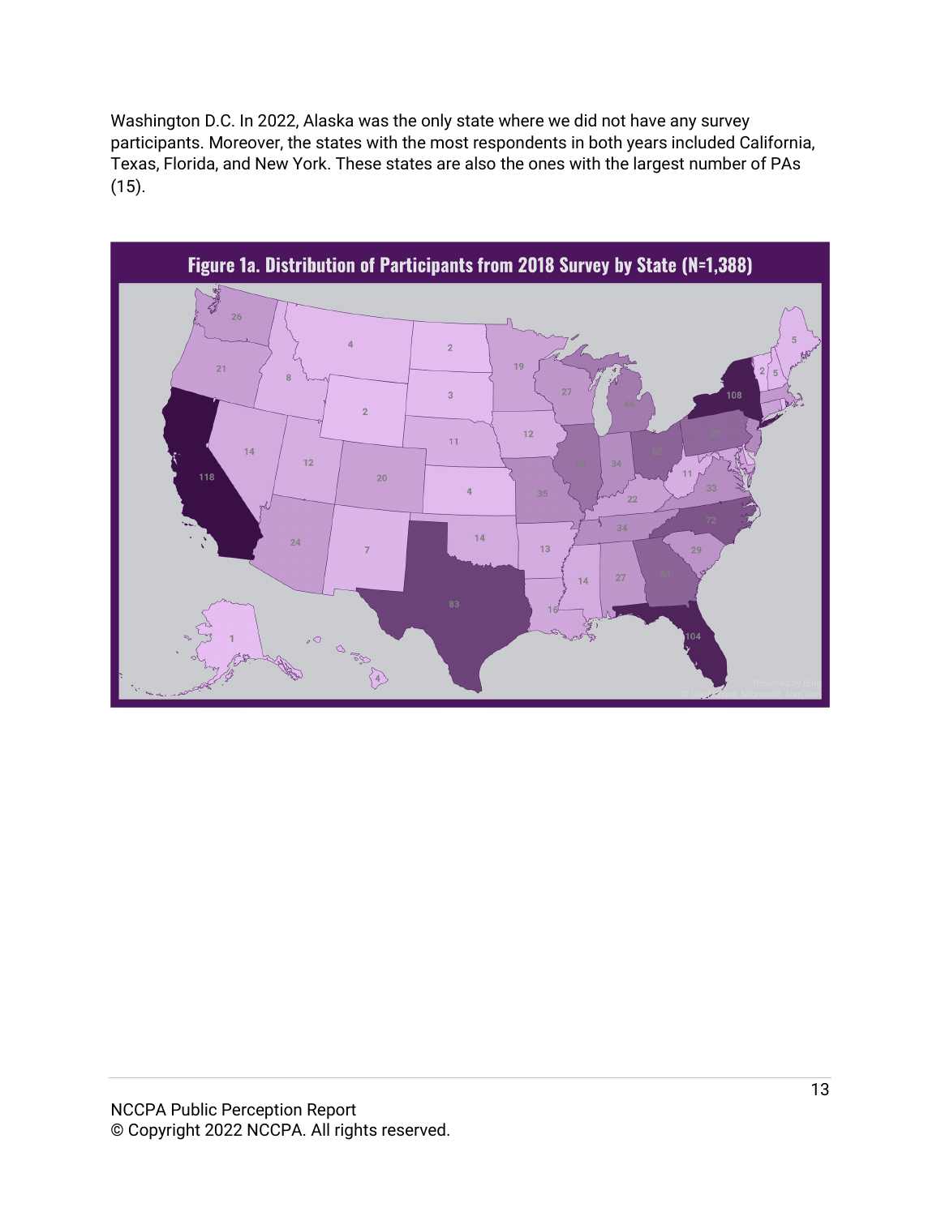Washington D.C. In 2022, Alaska was the only state where we did not have any survey participants. Moreover, the states with the most respondents in both years included California, Texas, Florida, and New York. These states are also the ones with the largest number of PAs (15).

**Figure 1a. Distribution of Participants from 2018 Survey by State (N=1,388)**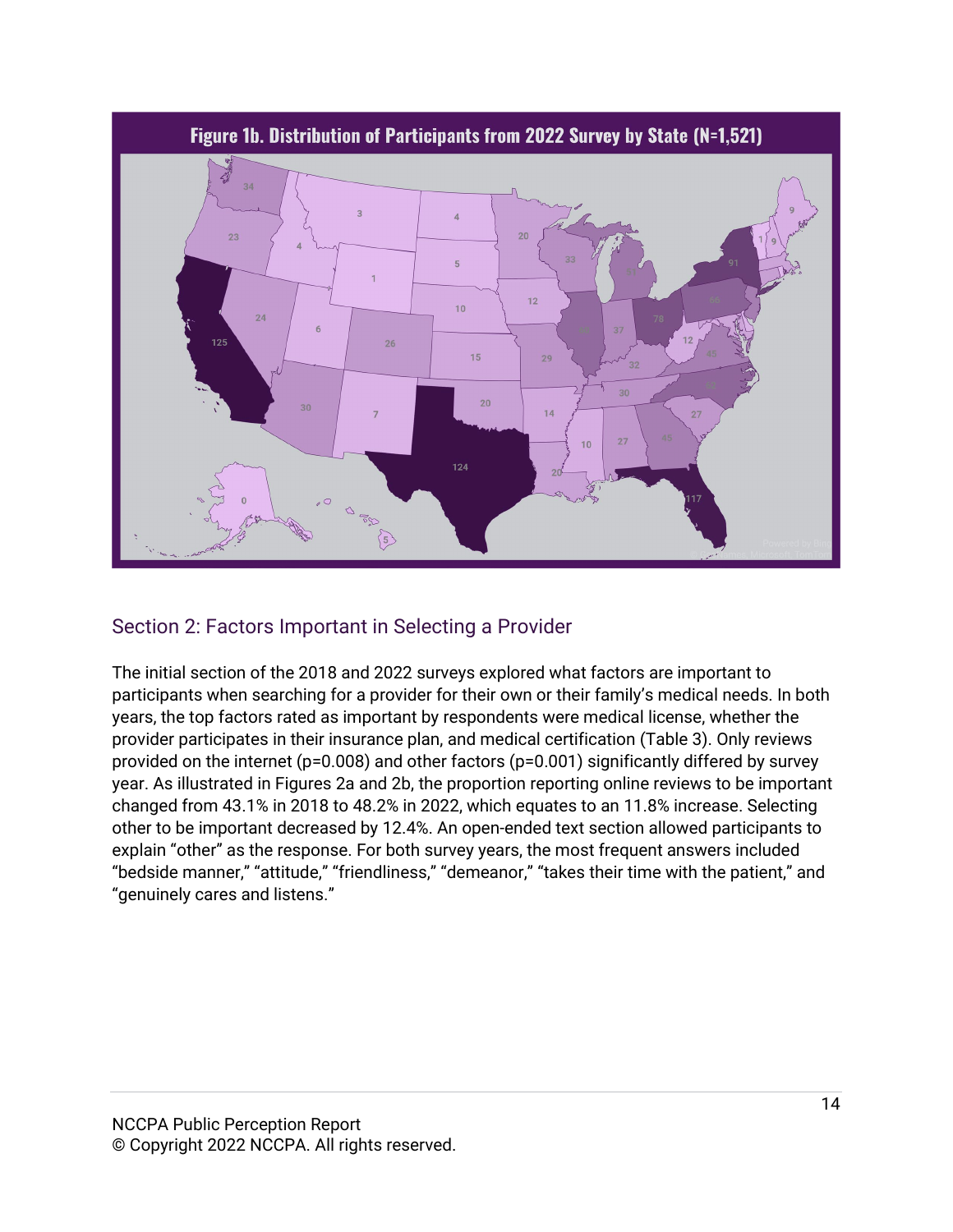**Figure 1b. Distribution of Participants from 2022 Survey by State (N=1,521)**

## Section 2: Factors Important in Selecting a Provider

The initial section of the 2018 and 2022 surveys explored what factors are important to participants when searching for a provider for their own or their family's medical needs. In both years, the top factors rated as important by respondents were medical license, whether the provider participates in their insurance plan, and medical certification (Table 3). Only reviews provided on the internet (p=0.008) and other factors (p=0.001) significantly differed by survey year. As illustrated in Figures 2a and 2b, the proportion reporting online reviews to be important changed from 43.1% in 2018 to 48.2% in 2022, which equates to an 11.8% increase. Selecting other to be important decreased by 12.4%. An open-ended text section allowed participants to explain "other" as the response. For both survey years, the most frequent answers included "bedside manner," "attitude," "friendliness," "demeanor," "takes their time with the patient," and "genuinely cares and listens."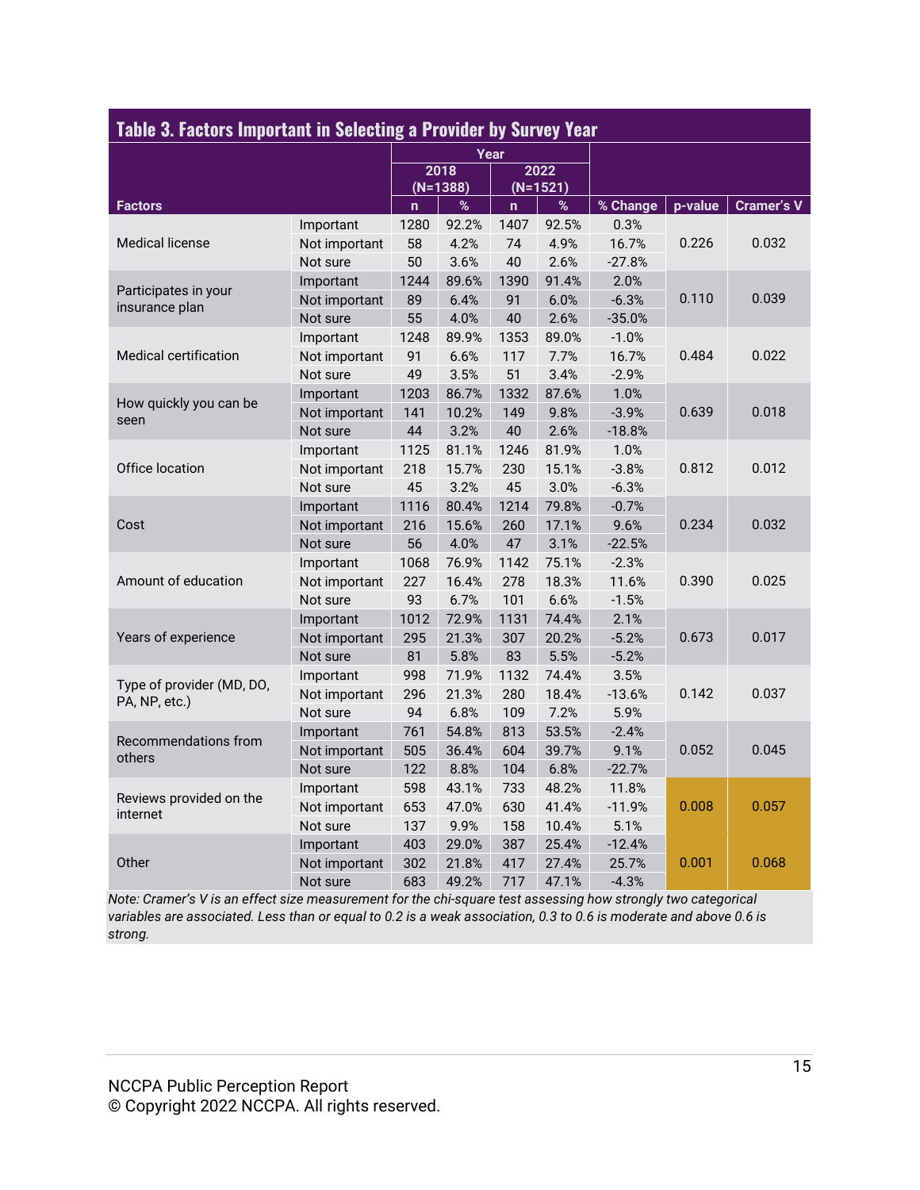## Table 3. Factors Important in Selecting a Provider by Survey Year

| Factors | | 2018 (N=1388) n | 2018 (N=1388) % | 2022 (N=1521) n | 2022 (N=1521) % | % Change | p-value | Cramer's V |
|---|---|---|---|---|---|---|---|---|
| Medical license | Important | 1280 | 92.2% | 1407 | 92.5% | 0.3% | 0.226 | 0.032 |
| | Not important | 58 | 4.2% | 74 | 4.9% | 16.7% | | |
| | Not sure | 50 | 3.6% | 40 | 2.6% | -27.8% | | |
| Participates in your insurance plan | Important | 1244 | 89.6% | 1390 | 91.4% | 2.0% | 0.110 | 0.039 |
| | Not important | 89 | 6.4% | 91 | 6.0% | -6.3% | | |
| | Not sure | 55 | 4.0% | 40 | 2.6% | -35.0% | | |
| Medical certification | Important | 1248 | 89.9% | 1353 | 89.0% | -1.0% | 0.484 | 0.022 |
| | Not important | 91 | 6.6% | 117 | 7.7% | 16.7% | | |
| | Not sure | 49 | 3.5% | 51 | 3.4% | -2.9% | | |
| How quickly you can be seen | Important | 1203 | 86.7% | 1332 | 87.6% | 1.0% | 0.639 | 0.018 |
| | Not important | 141 | 10.2% | 149 | 9.8% | -3.9% | | |
| | Not sure | 44 | 3.2% | 40 | 2.6% | -18.8% | | |
| Office location | Important | 1125 | 81.1% | 1246 | 81.9% | 1.0% | 0.812 | 0.012 |
| | Not important | 218 | 15.7% | 230 | 15.1% | -3.8% | | |
| | Not sure | 45 | 3.2% | 45 | 3.0% | -6.3% | | |
| Cost | Important | 1116 | 80.4% | 1214 | 79.8% | -0.7% | 0.234 | 0.032 |
| | Not important | 216 | 15.6% | 260 | 17.1% | 9.6% | | |
| | Not sure | 56 | 4.0% | 47 | 3.1% | -22.5% | | |
| Amount of education | Important | 1068 | 76.9% | 1142 | 75.1% | -2.3% | 0.390 | 0.025 |
| | Not important | 227 | 16.4% | 278 | 18.3% | 11.6% | | |
| | Not sure | 93 | 6.7% | 101 | 6.6% | -1.5% | | |
| Years of experience | Important | 1012 | 72.9% | 1131 | 74.4% | 2.1% | 0.673 | 0.017 |
| | Not important | 295 | 21.3% | 307 | 20.2% | -5.2% | | |
| | Not sure | 81 | 5.8% | 83 | 5.5% | -5.2% | | |
| Type of provider (MD, DO, PA, NP, etc.) | Important | 998 | 71.9% | 1132 | 74.4% | 3.5% | 0.142 | 0.037 |
| | Not important | 296 | 21.3% | 280 | 18.4% | -13.6% | | |
| | Not sure | 94 | 6.8% | 109 | 7.2% | 5.9% | | |
| Recommendations from others | Important | 761 | 54.8% | 813 | 53.5% | -2.4% | 0.052 | 0.045 |
| | Not important | 505 | 36.4% | 604 | 39.7% | 9.1% | | |
| | Not sure | 122 | 8.8% | 104 | 6.8% | -22.7% | | |
| Reviews provided on the internet | Important | 598 | 43.1% | 733 | 48.2% | 11.8% | 0.008 | 0.057 |
| | Not important | 653 | 47.0% | 630 | 41.4% | -11.9% | | |
| | Not sure | 137 | 9.9% | 158 | 10.4% | 5.1% | | |
| Other | Important | 403 | 29.0% | 387 | 25.4% | -12.4% | 0.001 | 0.068 |
| | Not important | 302 | 21.8% | 417 | 27.4% | 25.7% | | |
| | Not sure | 683 | 49.2% | 717 | 47.1% | -4.3% | | |

*Note: Cramer's V is an effect size measurement for the chi-square test assessing how strongly two categorical variables are associated. Less than or equal to 0.2 is a weak association, 0.3 to 0.6 is moderate and above 0.6 is strong.*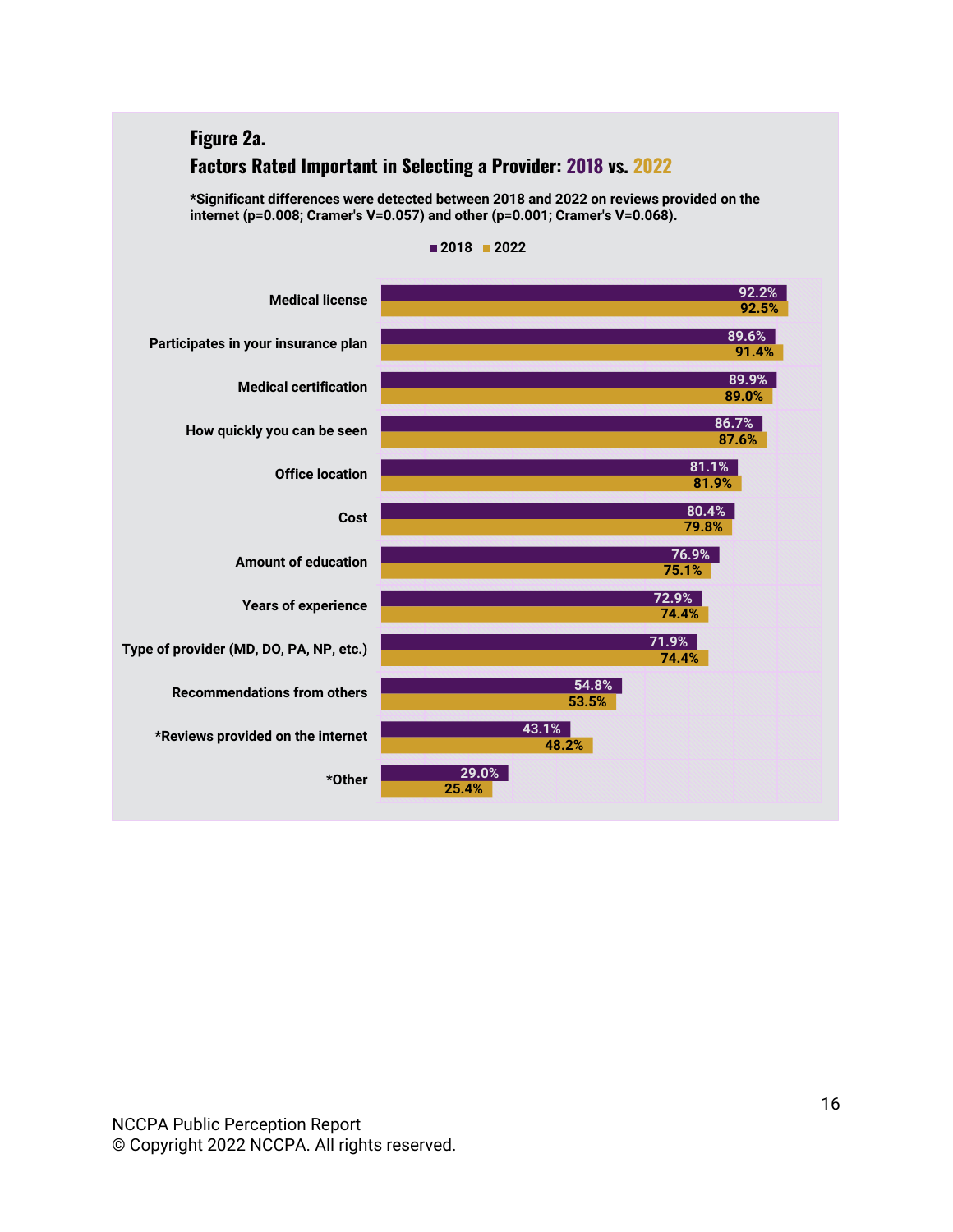**Figure 2a.**

**Factors Rated Important in Selecting a Provider: 2018 vs. 2022**

***Significant differences were detected between 2018 and 2022 on reviews provided on the internet (p=0.008; Cramer's V=0.057) and other (p=0.001; Cramer's V=0.068).**

| Factor | 2018 | 2022 |
|---|---|---|
| Medical license | 92.2% | 92.5% |
| Participates in your insurance plan | 89.6% | 91.4% |
| Medical certification | 89.9% | 89.0% |
| How quickly you can be seen | 86.7% | 87.6% |
| Office location | 81.1% | 81.9% |
| Cost | 80.4% | 79.8% |
| Amount of education | 76.9% | 75.1% |
| Years of experience | 72.9% | 74.4% |
| Type of provider (MD, DO, PA, NP, etc.) | 71.9% | 74.4% |
| Recommendations from others | 54.8% | 53.5% |
| *Reviews provided on the internet | 43.1% | 48.2% |
| *Other | 29.0% | 25.4% |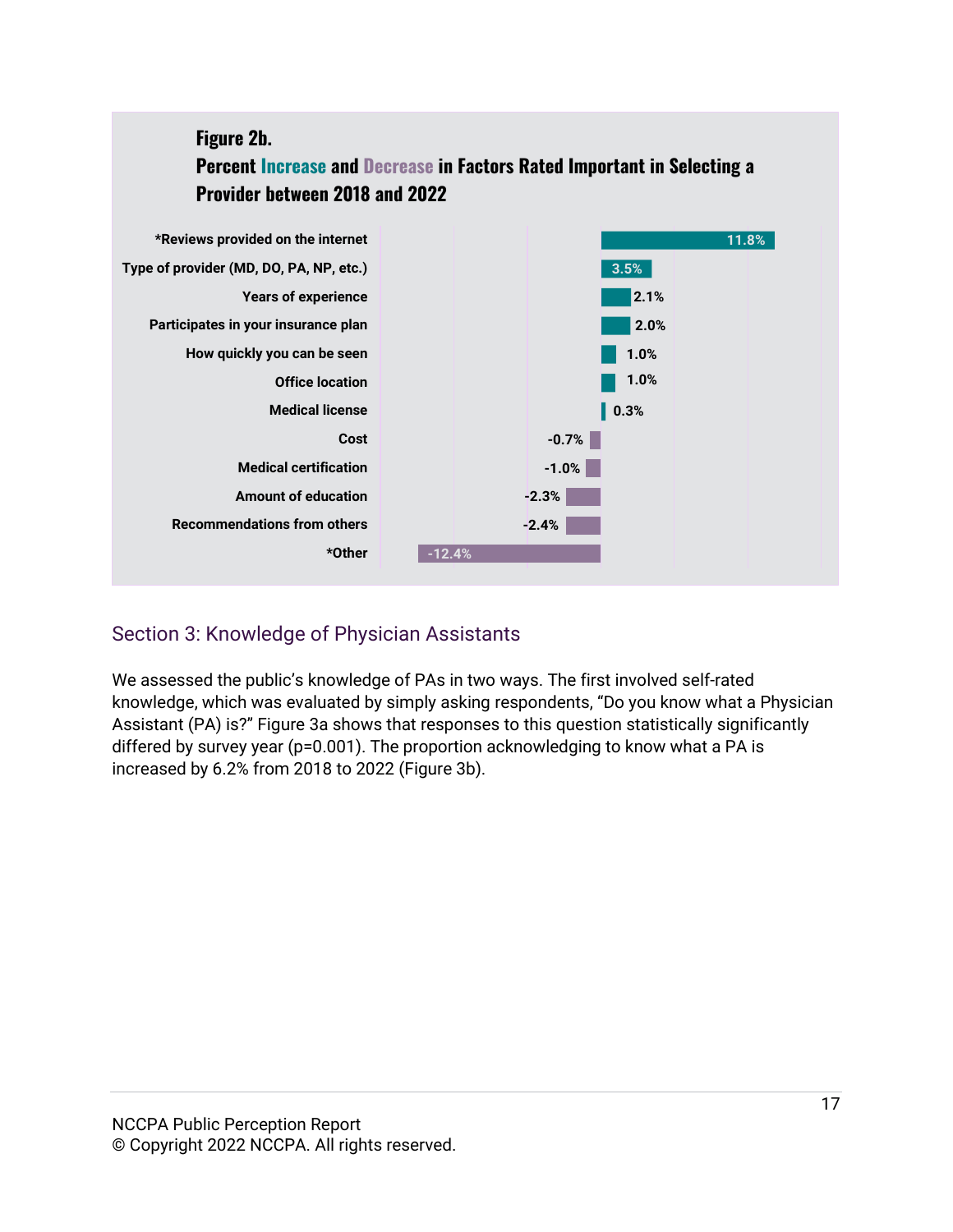**Figure 2b.**
**Percent Increase and Decrease in Factors Rated Important in Selecting a Provider between 2018 and 2022**

| Factor | Percent change |
|---|---|
| *Reviews provided on the internet | 11.8% |
| Type of provider (MD, DO, PA, NP, etc.) | 3.5% |
| Years of experience | 2.1% |
| Participates in your insurance plan | 2.0% |
| How quickly you can be seen | 1.0% |
| Office location | 1.0% |
| Medical license | 0.3% |
| Cost | -0.7% |
| Medical certification | -1.0% |
| Amount of education | -2.3% |
| Recommendations from others | -2.4% |
| *Other | -12.4% |

## Section 3: Knowledge of Physician Assistants

We assessed the public's knowledge of PAs in two ways. The first involved self-rated knowledge, which was evaluated by simply asking respondents, "Do you know what a Physician Assistant (PA) is?" Figure 3a shows that responses to this question statistically significantly differed by survey year ($p=0.001$). The proportion acknowledging to know what a PA is increased by 6.2% from 2018 to 2022 (Figure 3b).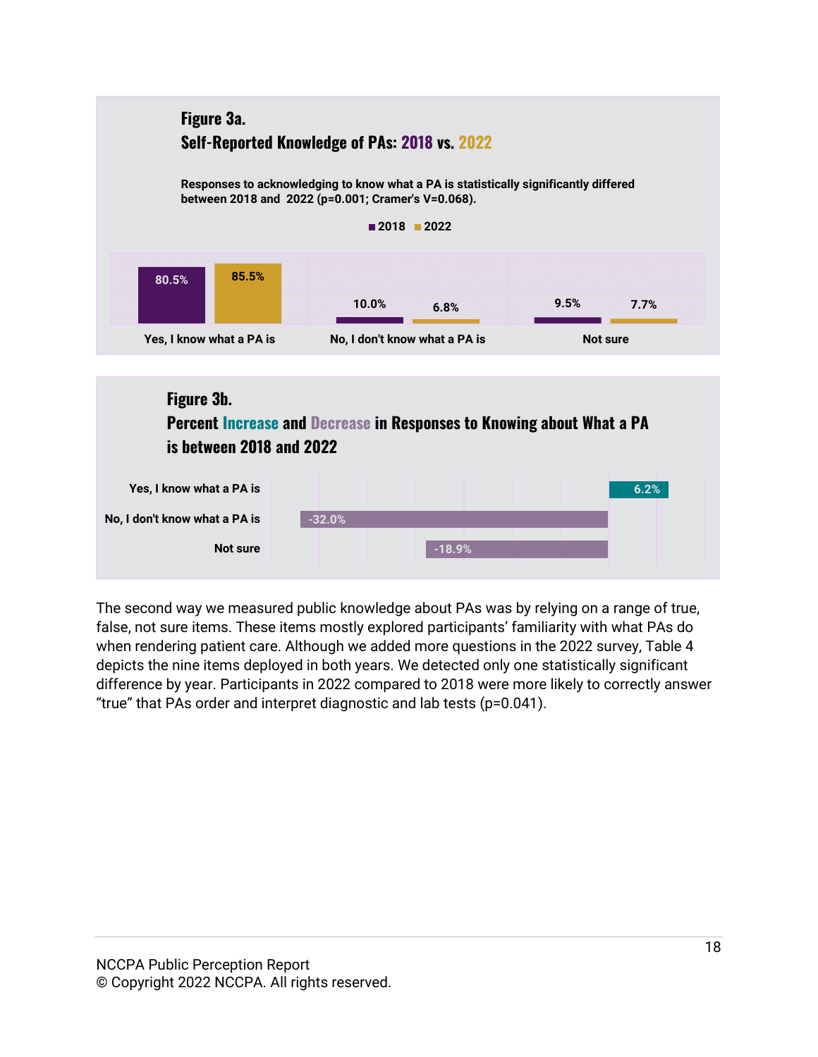**Figure 3a.**
**Self-Reported Knowledge of PAs: 2018 vs. 2022**

**Responses to acknowledging to know what a PA is statistically significantly differed between 2018 and 2022 ($p=0.001$; Cramer's $V=0.068$).**

| Response | 2018 | 2022 |
| --- | --- | --- |
| Yes, I know what a PA is | 80.5% | 85.5% |
| No, I don't know what a PA is | 10.0% | 6.8% |
| Not sure | 9.5% | 7.7% |

**Figure 3b.**
**Percent Increase and Decrease in Responses to Knowing about What a PA is between 2018 and 2022**

| Response | Percent change |
| --- | --- |
| Yes, I know what a PA is | 6.2% |
| No, I don't know what a PA is | -32.0% |
| Not sure | -18.9% |

The second way we measured public knowledge about PAs was by relying on a range of true, false, not sure items. These items mostly explored participants' familiarity with what PAs do when rendering patient care. Although we added more questions in the 2022 survey, Table 4 depicts the nine items deployed in both years. We detected only one statistically significant difference by year. Participants in 2022 compared to 2018 were more likely to correctly answer "true" that PAs order and interpret diagnostic and lab tests ($p=0.041$).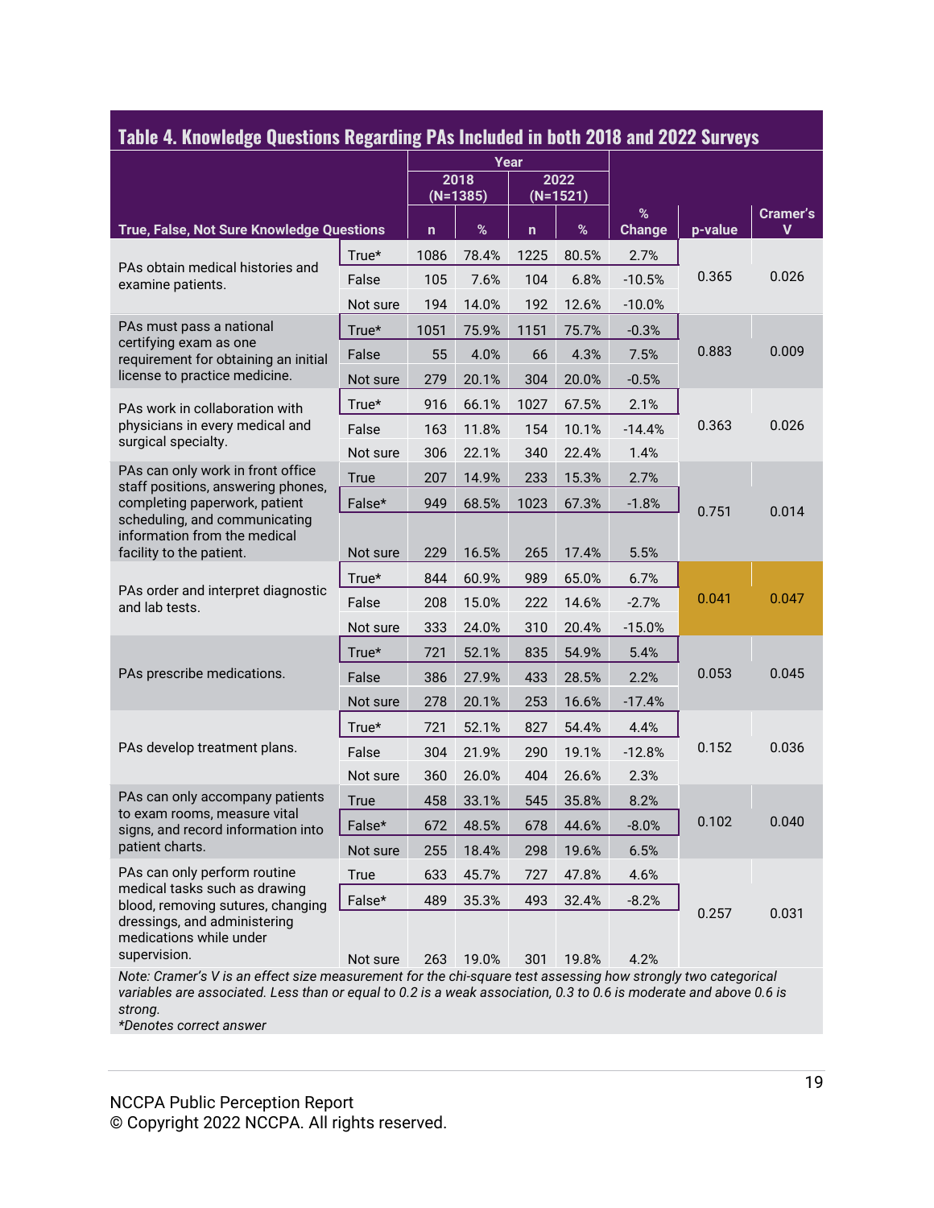## Table 4. Knowledge Questions Regarding PAs Included in both 2018 and 2022 Surveys

| True, False, Not Sure Knowledge Questions | | 2018 (N=1385) n | 2018 (N=1385) % | 2022 (N=1521) n | 2022 (N=1521) % | % Change | p-value | Cramer's V |
|---|---|---|---|---|---|---|---|---|
| PAs obtain medical histories and examine patients. | True* | 1086 | 78.4% | 1225 | 80.5% | 2.7% | 0.365 | 0.026 |
| | False | 105 | 7.6% | 104 | 6.8% | -10.5% | | |
| | Not sure | 194 | 14.0% | 192 | 12.6% | -10.0% | | |
| PAs must pass a national certifying exam as one requirement for obtaining an initial license to practice medicine. | True* | 1051 | 75.9% | 1151 | 75.7% | -0.3% | 0.883 | 0.009 |
| | False | 55 | 4.0% | 66 | 4.3% | 7.5% | | |
| | Not sure | 279 | 20.1% | 304 | 20.0% | -0.5% | | |
| PAs work in collaboration with physicians in every medical and surgical specialty. | True* | 916 | 66.1% | 1027 | 67.5% | 2.1% | 0.363 | 0.026 |
| | False | 163 | 11.8% | 154 | 10.1% | -14.4% | | |
| | Not sure | 306 | 22.1% | 340 | 22.4% | 1.4% | | |
| PAs can only work in front office staff positions, answering phones, completing paperwork, patient scheduling, and communicating information from the medical facility to the patient. | True | 207 | 14.9% | 233 | 15.3% | 2.7% | 0.751 | 0.014 |
| | False* | 949 | 68.5% | 1023 | 67.3% | -1.8% | | |
| | Not sure | 229 | 16.5% | 265 | 17.4% | 5.5% | | |
| PAs order and interpret diagnostic and lab tests. | True* | 844 | 60.9% | 989 | 65.0% | 6.7% | 0.041 | 0.047 |
| | False | 208 | 15.0% | 222 | 14.6% | -2.7% | | |
| | Not sure | 333 | 24.0% | 310 | 20.4% | -15.0% | | |
| PAs prescribe medications. | True* | 721 | 52.1% | 835 | 54.9% | 5.4% | 0.053 | 0.045 |
| | False | 386 | 27.9% | 433 | 28.5% | 2.2% | | |
| | Not sure | 278 | 20.1% | 253 | 16.6% | -17.4% | | |
| PAs develop treatment plans. | True* | 721 | 52.1% | 827 | 54.4% | 4.4% | 0.152 | 0.036 |
| | False | 304 | 21.9% | 290 | 19.1% | -12.8% | | |
| | Not sure | 360 | 26.0% | 404 | 26.6% | 2.3% | | |
| PAs can only accompany patients to exam rooms, measure vital signs, and record information into patient charts. | True | 458 | 33.1% | 545 | 35.8% | 8.2% | 0.102 | 0.040 |
| | False* | 672 | 48.5% | 678 | 44.6% | -8.0% | | |
| | Not sure | 255 | 18.4% | 298 | 19.6% | 6.5% | | |
| PAs can only perform routine medical tasks such as drawing blood, removing sutures, changing dressings, and administering medications while under supervision. | True | 633 | 45.7% | 727 | 47.8% | 4.6% | 0.257 | 0.031 |
| | False* | 489 | 35.3% | 493 | 32.4% | -8.2% | | |
| | Not sure | 263 | 19.0% | 301 | 19.8% | 4.2% | | |

*Note: Cramer's V is an effect size measurement for the chi-square test assessing how strongly two categorical variables are associated. Less than or equal to 0.2 is a weak association, 0.3 to 0.6 is moderate and above 0.6 is strong.*

*\*Denotes correct answer*

NCCPA Public Perception Report
© Copyright 2022 NCCPA. All rights reserved.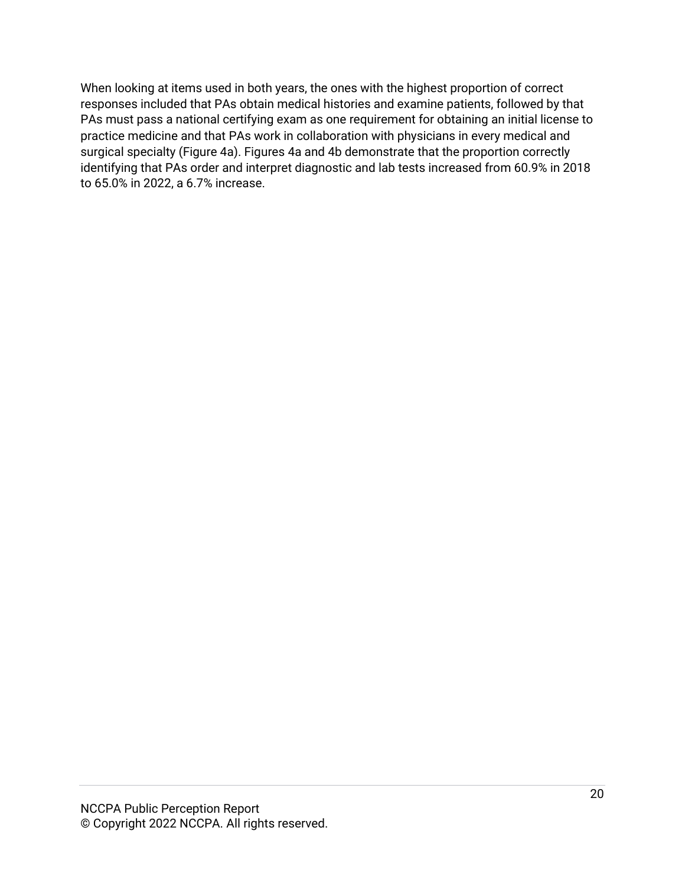When looking at items used in both years, the ones with the highest proportion of correct responses included that PAs obtain medical histories and examine patients, followed by that PAs must pass a national certifying exam as one requirement for obtaining an initial license to practice medicine and that PAs work in collaboration with physicians in every medical and surgical specialty (Figure 4a). Figures 4a and 4b demonstrate that the proportion correctly identifying that PAs order and interpret diagnostic and lab tests increased from 60.9% in 2018 to 65.0% in 2022, a 6.7% increase.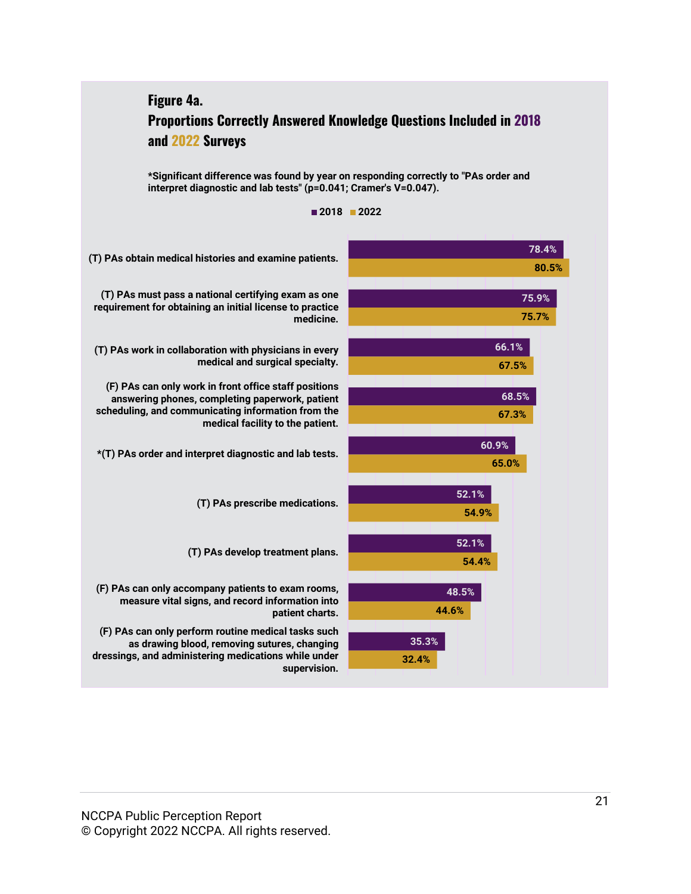## Figure 4a.
## Proportions Correctly Answered Knowledge Questions Included in 2018 and 2022 Surveys

**\*Significant difference was found by year on responding correctly to "PAs order and interpret diagnostic and lab tests" ($p=0.041$; Cramer's $V=0.047$).**

| Knowledge Question | 2018 | 2022 |
|---|---|---|
| (T) PAs obtain medical histories and examine patients. | 78.4% | 80.5% |
| (T) PAs must pass a national certifying exam as one requirement for obtaining an initial license to practice medicine. | 75.9% | 75.7% |
| (T) PAs work in collaboration with physicians in every medical and surgical specialty. | 66.1% | 67.5% |
| (F) PAs can only work in front office staff positions answering phones, completing paperwork, patient scheduling, and communicating information from the medical facility to the patient. | 68.5% | 67.3% |
| *(T) PAs order and interpret diagnostic and lab tests. | 60.9% | 65.0% |
| (T) PAs prescribe medications. | 52.1% | 54.9% |
| (T) PAs develop treatment plans. | 52.1% | 54.4% |
| (F) PAs can only accompany patients to exam rooms, measure vital signs, and record information into patient charts. | 48.5% | 44.6% |
| (F) PAs can only perform routine medical tasks such as drawing blood, removing sutures, changing dressings, and administering medications while under supervision. | 35.3% | 32.4% |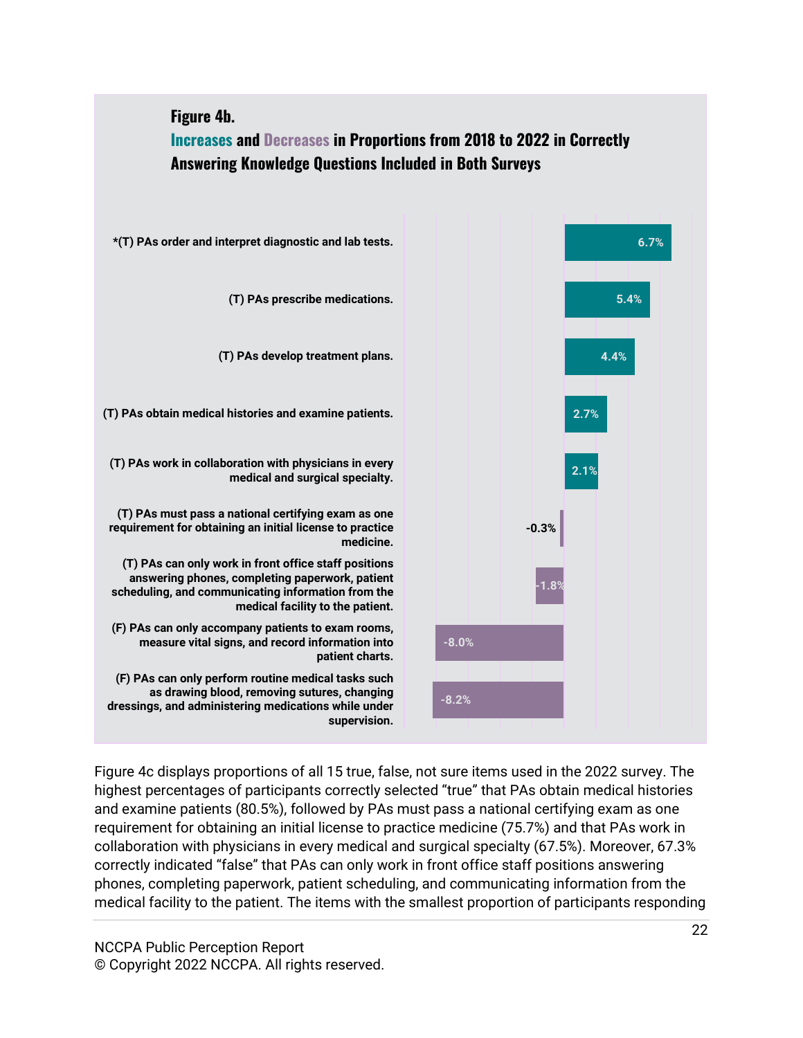**Figure 4b.**

**Increases and Decreases in Proportions from 2018 to 2022 in Correctly Answering Knowledge Questions Included in Both Surveys**

| Item | Change |
|---|---|
| *(T) PAs order and interpret diagnostic and lab tests. | 6.7% |
| (T) PAs prescribe medications. | 5.4% |
| (T) PAs develop treatment plans. | 4.4% |
| (T) PAs obtain medical histories and examine patients. | 2.7% |
| (T) PAs work in collaboration with physicians in every medical and surgical specialty. | 2.1% |
| (T) PAs must pass a national certifying exam as one requirement for obtaining an initial license to practice medicine. | -0.3% |
| (T) PAs can only work in front office staff positions answering phones, completing paperwork, patient scheduling, and communicating information from the medical facility to the patient. | -1.8% |
| (F) PAs can only accompany patients to exam rooms, measure vital signs, and record information into patient charts. | -8.0% |
| (F) PAs can only perform routine medical tasks such as drawing blood, removing sutures, changing dressings, and administering medications while under supervision. | -8.2% |

Figure 4c displays proportions of all 15 true, false, not sure items used in the 2022 survey. The highest percentages of participants correctly selected "true" that PAs obtain medical histories and examine patients (80.5%), followed by PAs must pass a national certifying exam as one requirement for obtaining an initial license to practice medicine (75.7%) and that PAs work in collaboration with physicians in every medical and surgical specialty (67.5%). Moreover, 67.3% correctly indicated "false" that PAs can only work in front office staff positions answering phones, completing paperwork, patient scheduling, and communicating information from the medical facility to the patient. The items with the smallest proportion of participants responding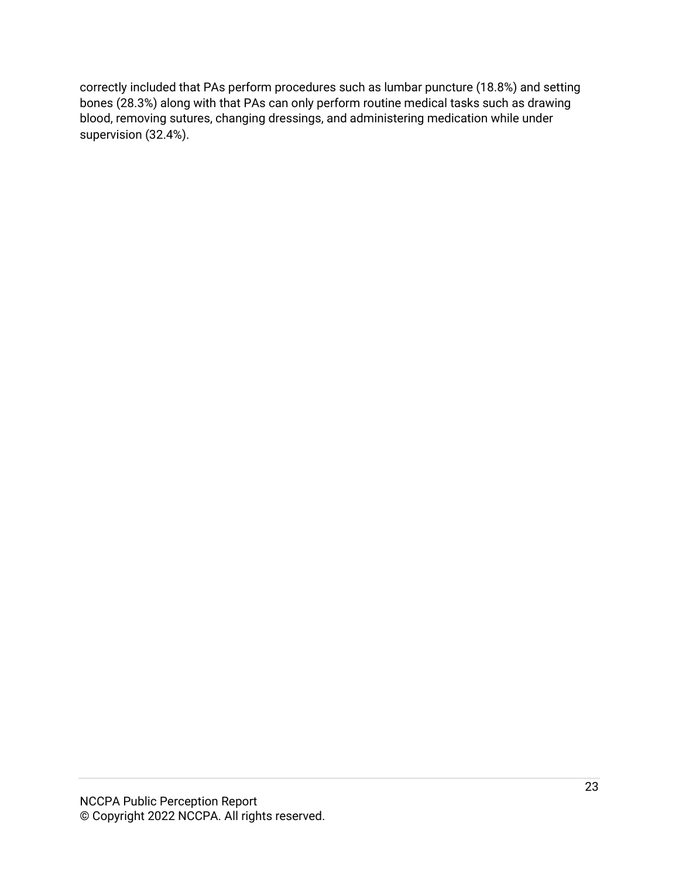correctly included that PAs perform procedures such as lumbar puncture (18.8%) and setting bones (28.3%) along with that PAs can only perform routine medical tasks such as drawing blood, removing sutures, changing dressings, and administering medication while under supervision (32.4%).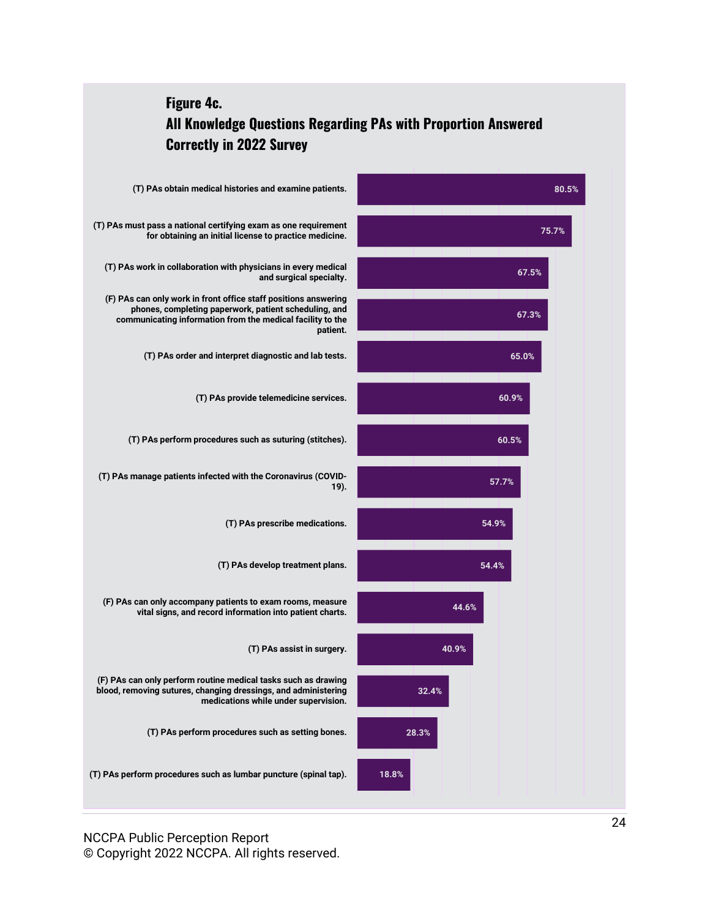**Figure 4c.**
**All Knowledge Questions Regarding PAs with Proportion Answered Correctly in 2022 Survey**

| Question | Proportion Answered Correctly |
|---|---|
| (T) PAs obtain medical histories and examine patients. | 80.5% |
| (T) PAs must pass a national certifying exam as one requirement for obtaining an initial license to practice medicine. | 75.7% |
| (T) PAs work in collaboration with physicians in every medical and surgical specialty. | 67.5% |
| (F) PAs can only work in front office staff positions answering phones, completing paperwork, patient scheduling, and communicating information from the medical facility to the patient. | 67.3% |
| (T) PAs order and interpret diagnostic and lab tests. | 65.0% |
| (T) PAs provide telemedicine services. | 60.9% |
| (T) PAs perform procedures such as suturing (stitches). | 60.5% |
| (T) PAs manage patients infected with the Coronavirus (COVID-19). | 57.7% |
| (T) PAs prescribe medications. | 54.9% |
| (T) PAs develop treatment plans. | 54.4% |
| (F) PAs can only accompany patients to exam rooms, measure vital signs, and record information into patient charts. | 44.6% |
| (T) PAs assist in surgery. | 40.9% |
| (F) PAs can only perform routine medical tasks such as drawing blood, removing sutures, changing dressings, and administering medications while under supervision. | 32.4% |
| (T) PAs perform procedures such as setting bones. | 28.3% |
| (T) PAs perform procedures such as lumbar puncture (spinal tap). | 18.8% |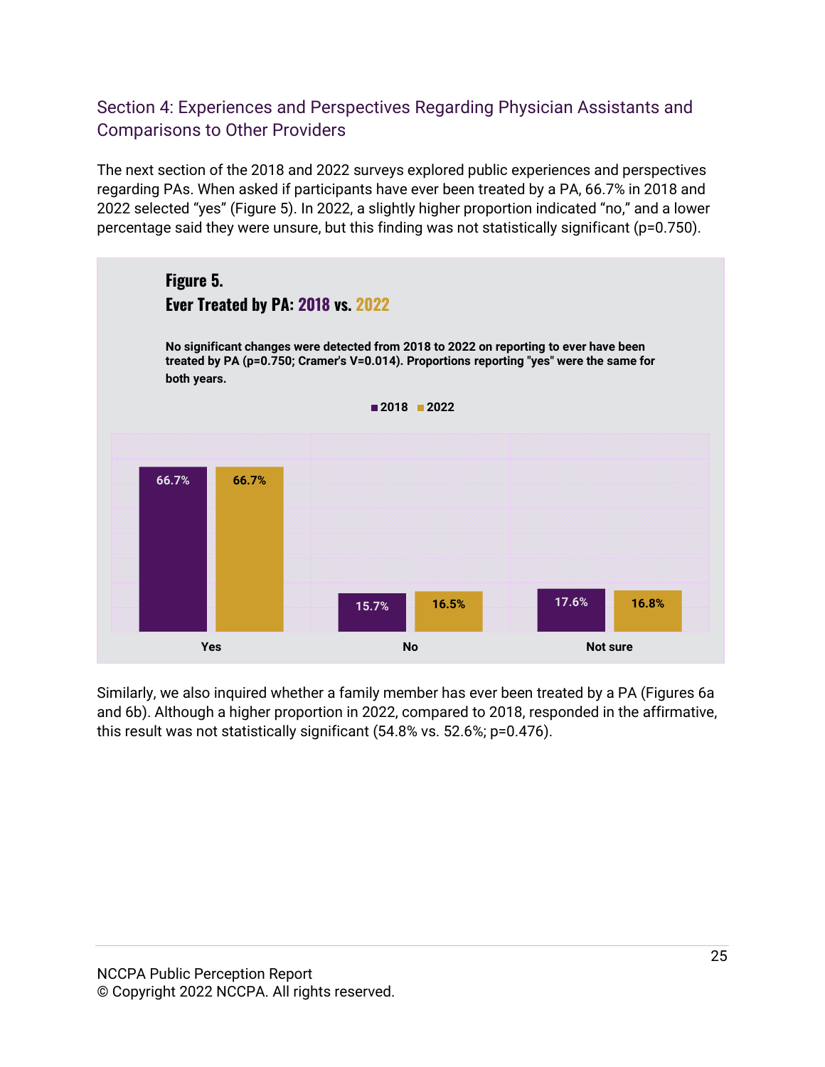## Section 4: Experiences and Perspectives Regarding Physician Assistants and Comparisons to Other Providers

The next section of the 2018 and 2022 surveys explored public experiences and perspectives regarding PAs. When asked if participants have ever been treated by a PA, 66.7% in 2018 and 2022 selected "yes" (Figure 5). In 2022, a slightly higher proportion indicated "no," and a lower percentage said they were unsure, but this finding was not statistically significant (p=0.750).

**Figure 5.**
**Ever Treated by PA: 2018 vs. 2022**

**No significant changes were detected from 2018 to 2022 on reporting to ever have been treated by PA (p=0.750; Cramer's V=0.014). Proportions reporting "yes" were the same for both years.**

| | 2018 | 2022 |
|---|---|---|
| Yes | 66.7% | 66.7% |
| No | 15.7% | 16.5% |
| Not sure | 17.6% | 16.8% |

Similarly, we also inquired whether a family member has ever been treated by a PA (Figures 6a and 6b). Although a higher proportion in 2022, compared to 2018, responded in the affirmative, this result was not statistically significant (54.8% vs. 52.6%; p=0.476).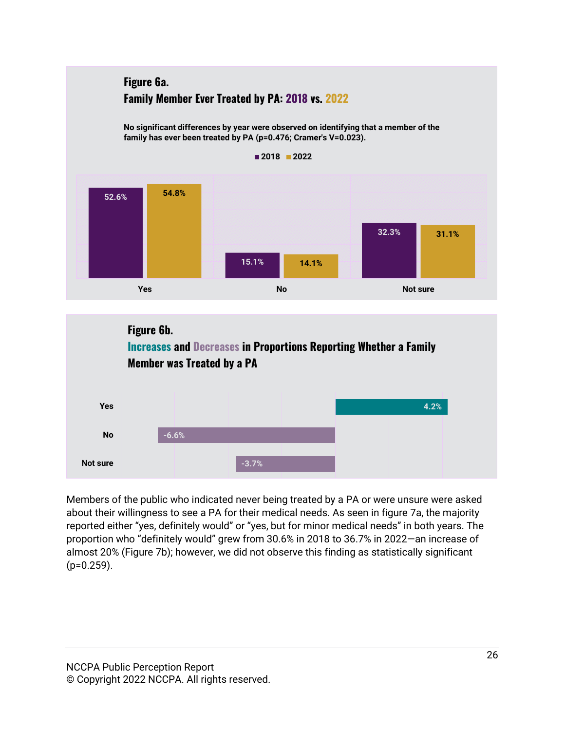**Figure 6a.**
**Family Member Ever Treated by PA: 2018 vs. 2022**

**No significant differences by year were observed on identifying that a member of the family has ever been treated by PA (p=0.476; Cramer's V=0.023).**

| | 2018 | 2022 |
|---|---|---|
| Yes | 52.6% | 54.8% |
| No | 15.1% | 14.1% |
| Not sure | 32.3% | 31.1% |

**Figure 6b.**
**Increases and Decreases in Proportions Reporting Whether a Family Member was Treated by a PA**

| | Change |
|---|---|
| Yes | 4.2% |
| No | -6.6% |
| Not sure | -3.7% |

Members of the public who indicated never being treated by a PA or were unsure were asked about their willingness to see a PA for their medical needs. As seen in figure 7a, the majority reported either "yes, definitely would" or "yes, but for minor medical needs" in both years. The proportion who "definitely would" grew from 30.6% in 2018 to 36.7% in 2022—an increase of almost 20% (Figure 7b); however, we did not observe this finding as statistically significant (p=0.259).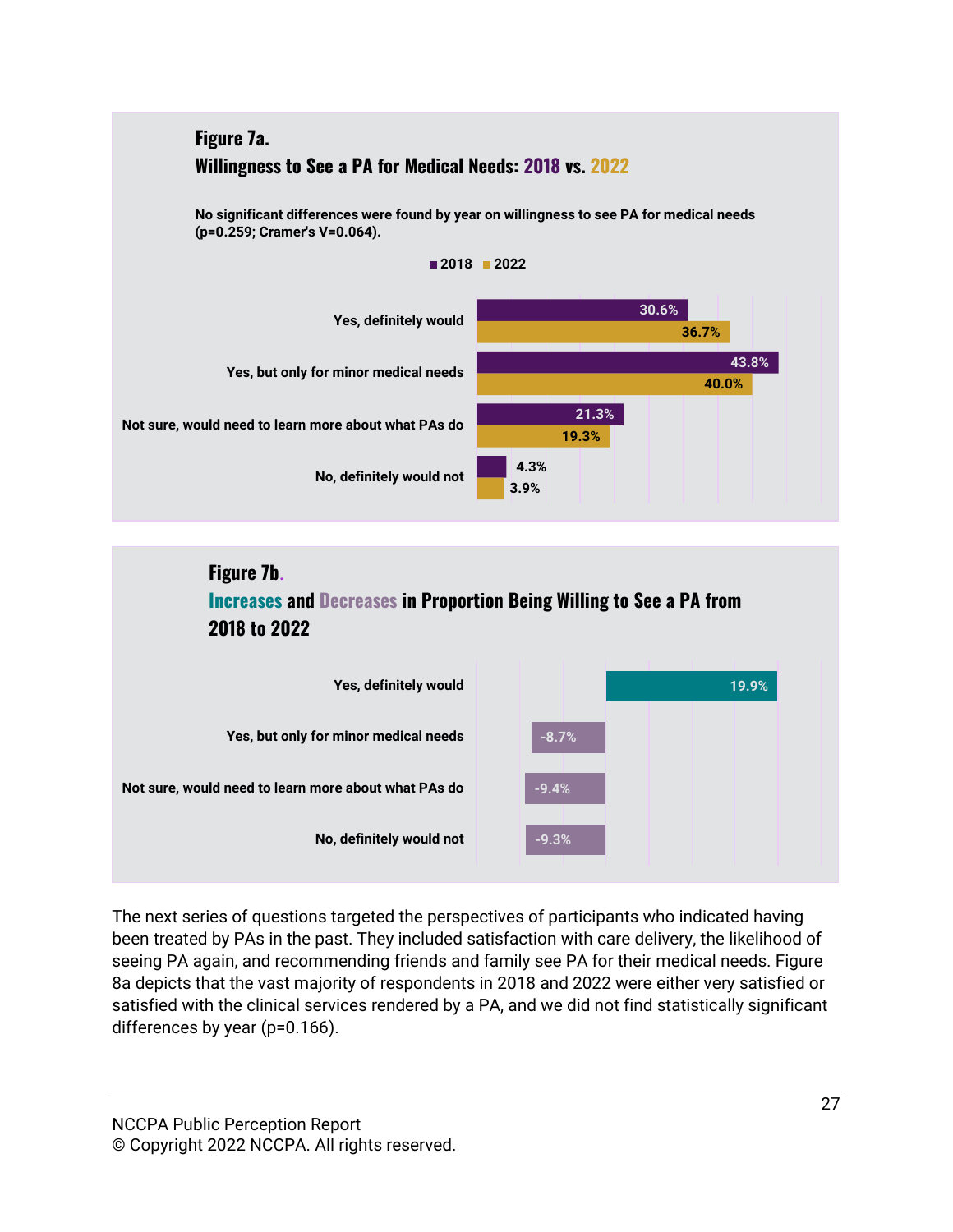**Figure 7a.**
**Willingness to See a PA for Medical Needs: 2018 vs. 2022**

**No significant differences were found by year on willingness to see PA for medical needs ($p=0.259$; Cramer's $V=0.064$).**

| | 2018 | 2022 |
|---|---|---|
| Yes, definitely would | 30.6% | 36.7% |
| Yes, but only for minor medical needs | 43.8% | 40.0% |
| Not sure, would need to learn more about what PAs do | 21.3% | 19.3% |
| No, definitely would not | 4.3% | 3.9% |

**Figure 7b.**
**Increases and Decreases in Proportion Being Willing to See a PA from 2018 to 2022**

| | Change |
|---|---|
| Yes, definitely would | 19.9% |
| Yes, but only for minor medical needs | -8.7% |
| Not sure, would need to learn more about what PAs do | -9.4% |
| No, definitely would not | -9.3% |

The next series of questions targeted the perspectives of participants who indicated having been treated by PAs in the past. They included satisfaction with care delivery, the likelihood of seeing PA again, and recommending friends and family see PA for their medical needs. Figure 8a depicts that the vast majority of respondents in 2018 and 2022 were either very satisfied or satisfied with the clinical services rendered by a PA, and we did not find statistically significant differences by year ($p=0.166$).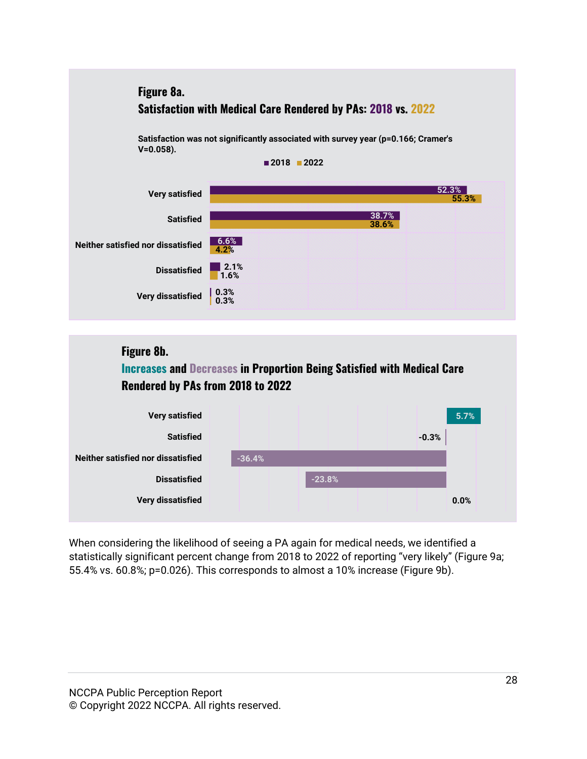**Figure 8a.**

**Satisfaction with Medical Care Rendered by PAs: 2018 vs. 2022**

Satisfaction was not significantly associated with survey year (p=0.166; Cramer's V=0.058).

| | 2018 | 2022 |
|---|---|---|
| Very satisfied | 52.3% | 55.3% |
| Satisfied | 38.7% | 38.6% |
| Neither satisfied nor dissatisfied | 6.6% | 4.2% |
| Dissatisfied | 2.1% | 1.6% |
| Very dissatisfied | 0.3% | 0.3% |

**Figure 8b.**

**Increases and Decreases in Proportion Being Satisfied with Medical Care Rendered by PAs from 2018 to 2022**

| | Change |
|---|---|
| Very satisfied | 5.7% |
| Satisfied | -0.3% |
| Neither satisfied nor dissatisfied | -36.4% |
| Dissatisfied | -23.8% |
| Very dissatisfied | 0.0% |

When considering the likelihood of seeing a PA again for medical needs, we identified a statistically significant percent change from 2018 to 2022 of reporting "very likely" (Figure 9a; 55.4% vs. 60.8%; p=0.026). This corresponds to almost a 10% increase (Figure 9b).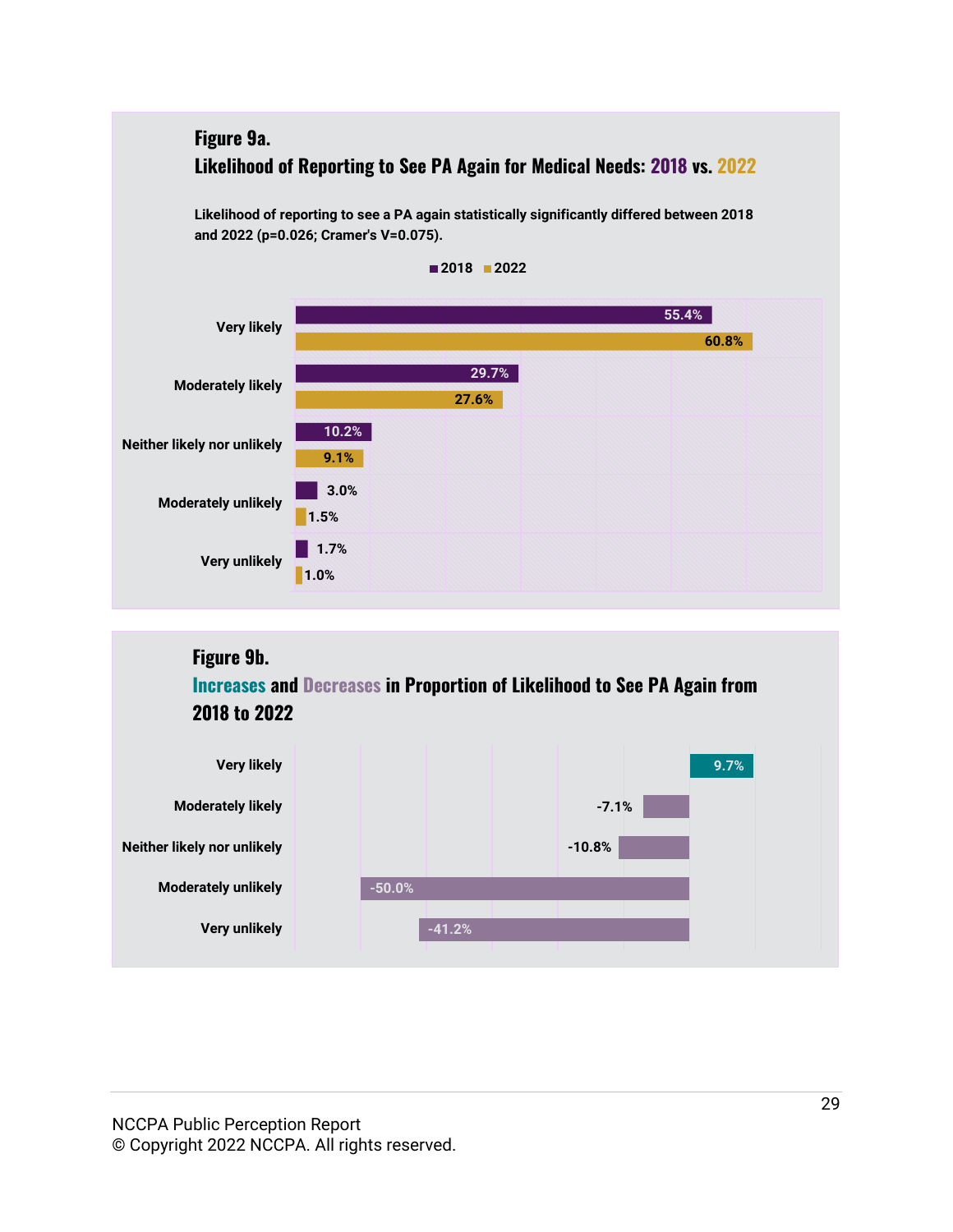### Figure 9a.

### Likelihood of Reporting to See PA Again for Medical Needs: 2018 vs. 2022

**Likelihood of reporting to see a PA again statistically significantly differed between 2018 and 2022 ($p=0.026$; Cramer's $V=0.075$).**

| | 2018 | 2022 |
|---|---|---|
| Very likely | 55.4% | 60.8% |
| Moderately likely | 29.7% | 27.6% |
| Neither likely nor unlikely | 10.2% | 9.1% |
| Moderately unlikely | 3.0% | 1.5% |
| Very unlikely | 1.7% | 1.0% |

### Figure 9b.

### Increases and Decreases in Proportion of Likelihood to See PA Again from 2018 to 2022

| | Change |
|---|---|
| Very likely | 9.7% |
| Moderately likely | -7.1% |
| Neither likely nor unlikely | -10.8% |
| Moderately unlikely | -50.0% |
| Very unlikely | -41.2% |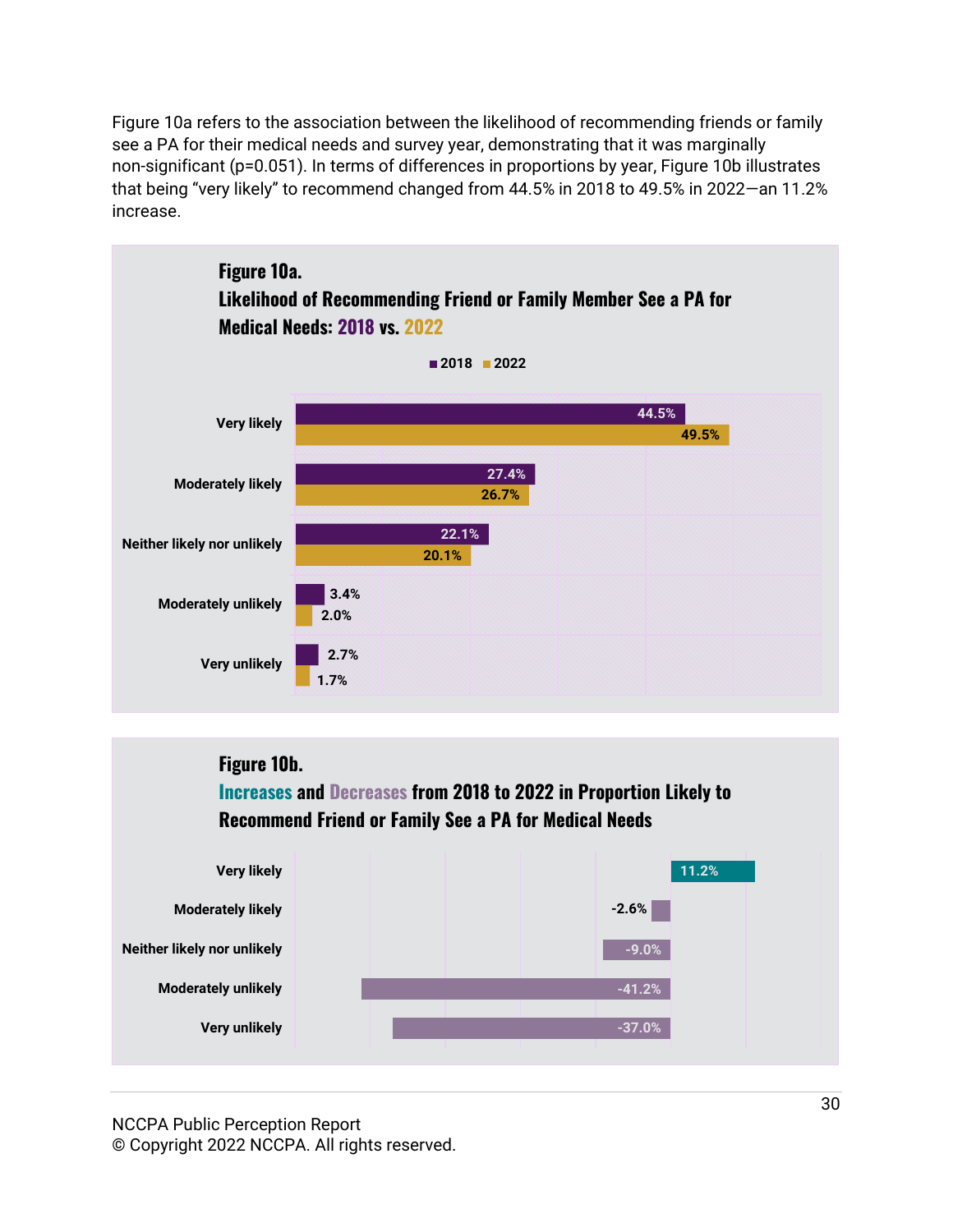Figure 10a refers to the association between the likelihood of recommending friends or family see a PA for their medical needs and survey year, demonstrating that it was marginally non-significant (p=0.051). In terms of differences in proportions by year, Figure 10b illustrates that being "very likely" to recommend changed from 44.5% in 2018 to 49.5% in 2022—an 11.2% increase.

**Figure 10a.**
**Likelihood of Recommending Friend or Family Member See a PA for Medical Needs: 2018 vs. 2022**

| | 2018 | 2022 |
|---|---|---|
| Very likely | 44.5% | 49.5% |
| Moderately likely | 27.4% | 26.7% |
| Neither likely nor unlikely | 22.1% | 20.1% |
| Moderately unlikely | 3.4% | 2.0% |
| Very unlikely | 2.7% | 1.7% |

**Figure 10b.**
**Increases and Decreases from 2018 to 2022 in Proportion Likely to Recommend Friend or Family See a PA for Medical Needs**

| | Change |
|---|---|
| Very likely | 11.2% |
| Moderately likely | -2.6% |
| Neither likely nor unlikely | -9.0% |
| Moderately unlikely | -41.2% |
| Very unlikely | -37.0% |

NCCPA Public Perception Report
© Copyright 2022 NCCPA. All rights reserved.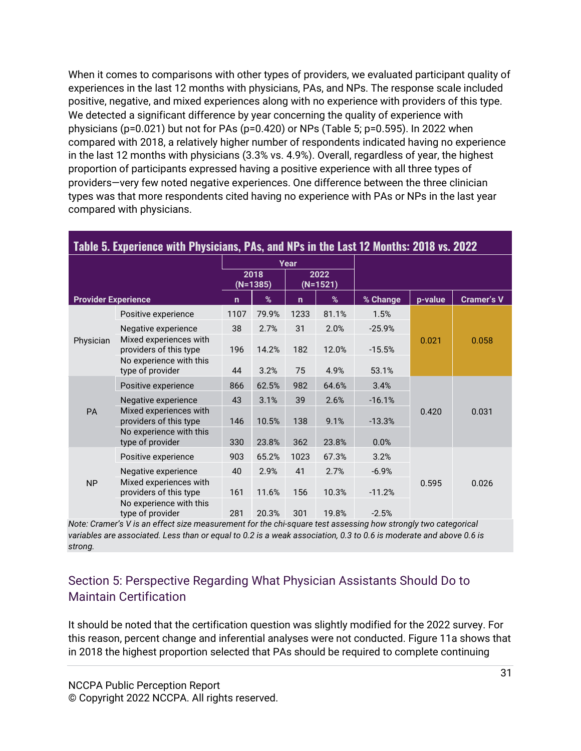When it comes to comparisons with other types of providers, we evaluated participant quality of experiences in the last 12 months with physicians, PAs, and NPs. The response scale included positive, negative, and mixed experiences along with no experience with providers of this type. We detected a significant difference by year concerning the quality of experience with physicians (p=0.021) but not for PAs (p=0.420) or NPs (Table 5; p=0.595). In 2022 when compared with 2018, a relatively higher number of respondents indicated having no experience in the last 12 months with physicians (3.3% vs. 4.9%). Overall, regardless of year, the highest proportion of participants expressed having a positive experience with all three types of providers—very few noted negative experiences. One difference between the three clinician types was that more respondents cited having no experience with PAs or NPs in the last year compared with physicians.

**Table 5. Experience with Physicians, PAs, and NPs in the Last 12 Months: 2018 vs. 2022**

| Provider Experience | | Year | | | | | | |
|---|---|---|---|---|---|---|---|---|
| | | 2018 (N=1385) | | 2022 (N=1521) | | | | |
| | | n | % | n | % | % Change | p-value | Cramer's V |
| Physician | Positive experience | 1107 | 79.9% | 1233 | 81.1% | 1.5% | 0.021 | 0.058 |
| | Negative experience | 38 | 2.7% | 31 | 2.0% | -25.9% | | |
| | Mixed experiences with providers of this type | 196 | 14.2% | 182 | 12.0% | -15.5% | | |
| | No experience with this type of provider | 44 | 3.2% | 75 | 4.9% | 53.1% | | |
| PA | Positive experience | 866 | 62.5% | 982 | 64.6% | 3.4% | 0.420 | 0.031 |
| | Negative experience | 43 | 3.1% | 39 | 2.6% | -16.1% | | |
| | Mixed experiences with providers of this type | 146 | 10.5% | 138 | 9.1% | -13.3% | | |
| | No experience with this type of provider | 330 | 23.8% | 362 | 23.8% | 0.0% | | |
| NP | Positive experience | 903 | 65.2% | 1023 | 67.3% | 3.2% | 0.595 | 0.026 |
| | Negative experience | 40 | 2.9% | 41 | 2.7% | -6.9% | | |
| | Mixed experiences with providers of this type | 161 | 11.6% | 156 | 10.3% | -11.2% | | |
| | No experience with this type of provider | 281 | 20.3% | 301 | 19.8% | -2.5% | | |

*Note: Cramer's V is an effect size measurement for the chi-square test assessing how strongly two categorical variables are associated. Less than or equal to 0.2 is a weak association, 0.3 to 0.6 is moderate and above 0.6 is strong.*

## Section 5: Perspective Regarding What Physician Assistants Should Do to Maintain Certification

It should be noted that the certification question was slightly modified for the 2022 survey. For this reason, percent change and inferential analyses were not conducted. Figure 11a shows that in 2018 the highest proportion selected that PAs should be required to complete continuing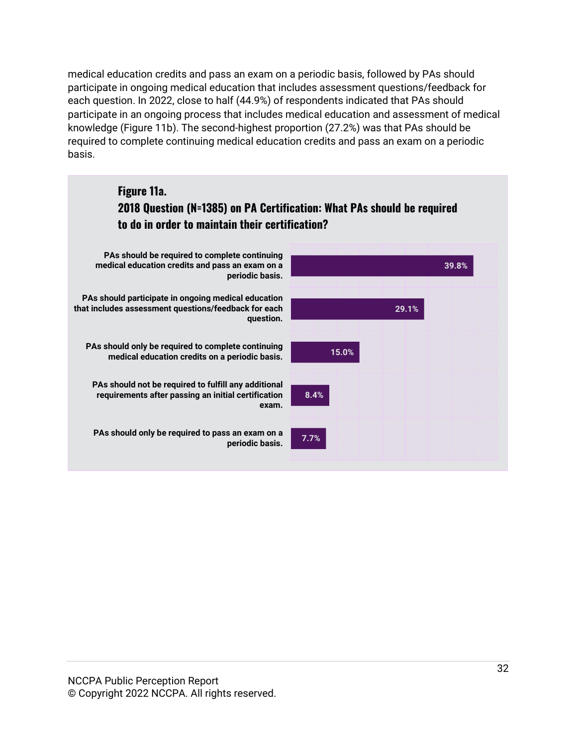medical education credits and pass an exam on a periodic basis, followed by PAs should participate in ongoing medical education that includes assessment questions/feedback for each question. In 2022, close to half (44.9%) of respondents indicated that PAs should participate in an ongoing process that includes medical education and assessment of medical knowledge (Figure 11b). The second-highest proportion (27.2%) was that PAs should be required to complete continuing medical education credits and pass an exam on a periodic basis.

**Figure 11a.**
**2018 Question (N=1385) on PA Certification: What PAs should be required to do in order to maintain their certification?**

| Response | Percentage |
| --- | --- |
| PAs should be required to complete continuing medical education credits and pass an exam on a periodic basis. | 39.8% |
| PAs should participate in ongoing medical education that includes assessment questions/feedback for each question. | 29.1% |
| PAs should only be required to complete continuing medical education credits on a periodic basis. | 15.0% |
| PAs should not be required to fulfill any additional requirements after passing an initial certification exam. | 8.4% |
| PAs should only be required to pass an exam on a periodic basis. | 7.7% |

NCCPA Public Perception Report
© Copyright 2022 NCCPA. All rights reserved.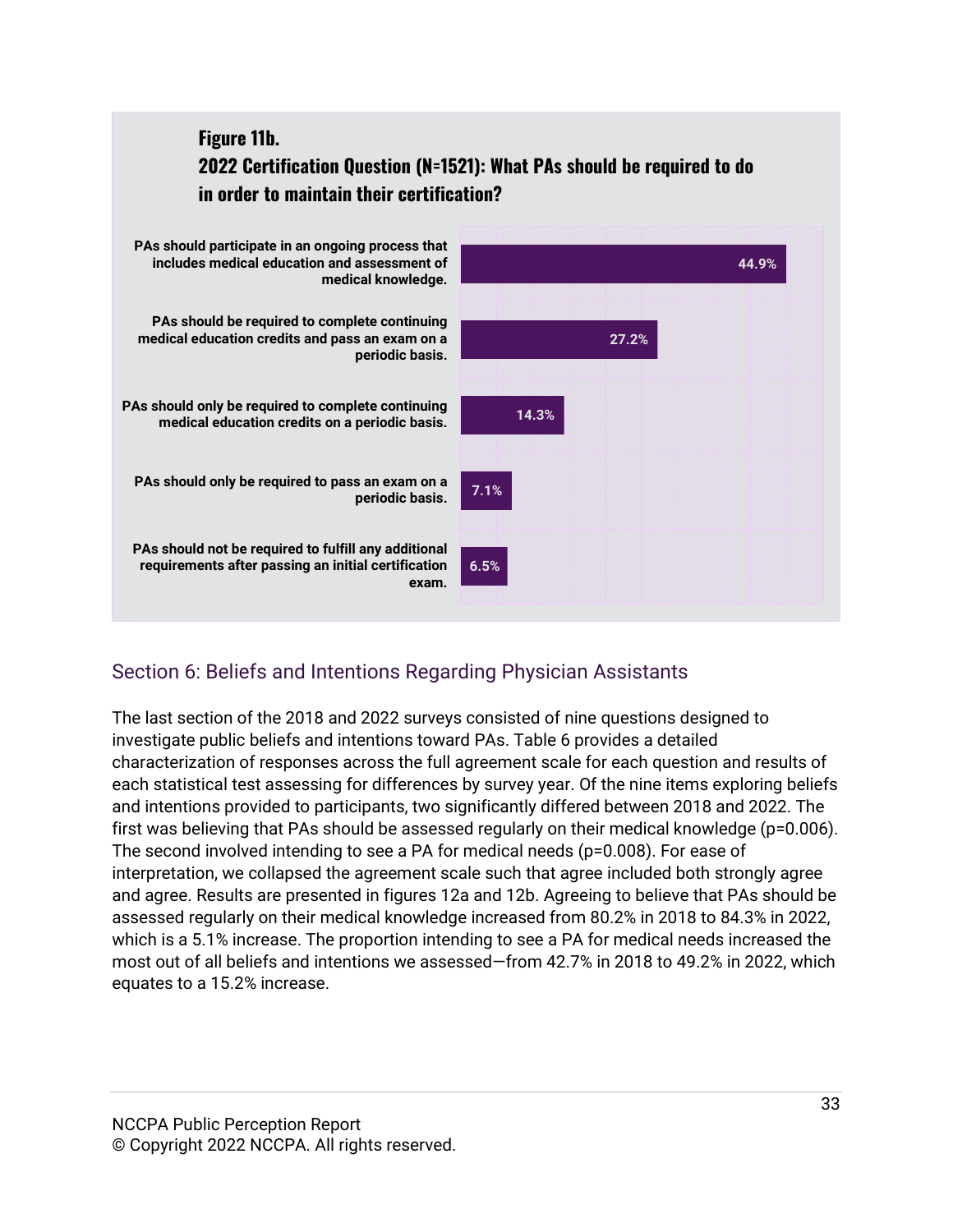**Figure 11b.**
**2022 Certification Question (N=1521): What PAs should be required to do in order to maintain their certification?**

| Response | Percentage |
|---|---|
| PAs should participate in an ongoing process that includes medical education and assessment of medical knowledge. | 44.9% |
| PAs should be required to complete continuing medical education credits and pass an exam on a periodic basis. | 27.2% |
| PAs should only be required to complete continuing medical education credits on a periodic basis. | 14.3% |
| PAs should only be required to pass an exam on a periodic basis. | 7.1% |
| PAs should not be required to fulfill any additional requirements after passing an initial certification exam. | 6.5% |

## Section 6: Beliefs and Intentions Regarding Physician Assistants

The last section of the 2018 and 2022 surveys consisted of nine questions designed to investigate public beliefs and intentions toward PAs. Table 6 provides a detailed characterization of responses across the full agreement scale for each question and results of each statistical test assessing for differences by survey year. Of the nine items exploring beliefs and intentions provided to participants, two significantly differed between 2018 and 2022. The first was believing that PAs should be assessed regularly on their medical knowledge ($p=0.006$). The second involved intending to see a PA for medical needs ($p=0.008$). For ease of interpretation, we collapsed the agreement scale such that agree included both strongly agree and agree. Results are presented in figures 12a and 12b. Agreeing to believe that PAs should be assessed regularly on their medical knowledge increased from 80.2% in 2018 to 84.3% in 2022, which is a 5.1% increase. The proportion intending to see a PA for medical needs increased the most out of all beliefs and intentions we assessed—from 42.7% in 2018 to 49.2% in 2022, which equates to a 15.2% increase.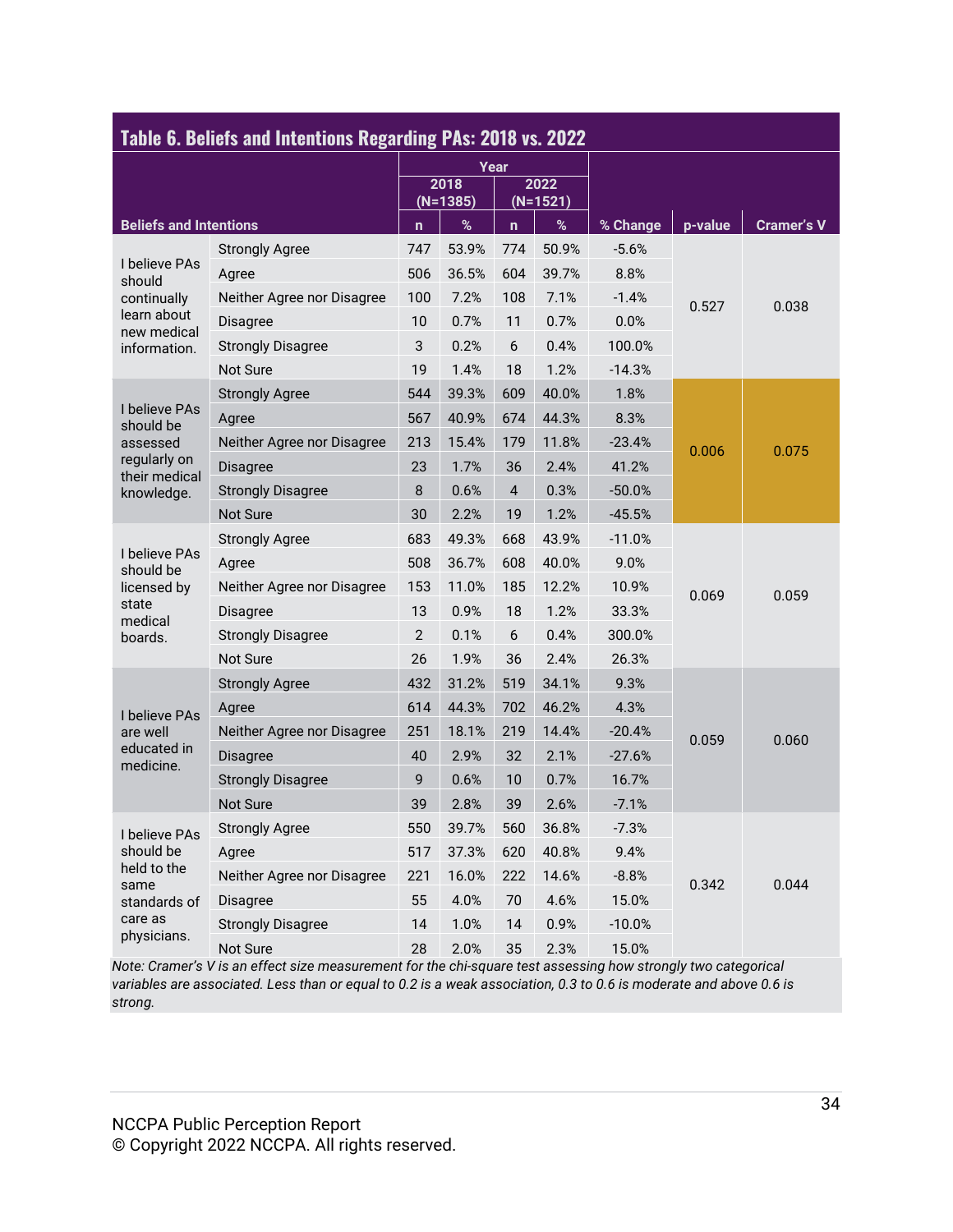**Table 6. Beliefs and Intentions Regarding PAs: 2018 vs. 2022**

| Beliefs and Intentions | | 2018 (N=1385) n | 2018 (N=1385) % | 2022 (N=1521) n | 2022 (N=1521) % | % Change | p-value | Cramer's V |
|---|---|---|---|---|---|---|---|---|
| I believe PAs should continually learn about new medical information. | Strongly Agree | 747 | 53.9% | 774 | 50.9% | -5.6% | 0.527 | 0.038 |
| | Agree | 506 | 36.5% | 604 | 39.7% | 8.8% | | |
| | Neither Agree nor Disagree | 100 | 7.2% | 108 | 7.1% | -1.4% | | |
| | Disagree | 10 | 0.7% | 11 | 0.7% | 0.0% | | |
| | Strongly Disagree | 3 | 0.2% | 6 | 0.4% | 100.0% | | |
| | Not Sure | 19 | 1.4% | 18 | 1.2% | -14.3% | | |
| I believe PAs should be assessed regularly on their medical knowledge. | Strongly Agree | 544 | 39.3% | 609 | 40.0% | 1.8% | 0.006 | 0.075 |
| | Agree | 567 | 40.9% | 674 | 44.3% | 8.3% | | |
| | Neither Agree nor Disagree | 213 | 15.4% | 179 | 11.8% | -23.4% | | |
| | Disagree | 23 | 1.7% | 36 | 2.4% | 41.2% | | |
| | Strongly Disagree | 8 | 0.6% | 4 | 0.3% | -50.0% | | |
| | Not Sure | 30 | 2.2% | 19 | 1.2% | -45.5% | | |
| I believe PAs should be licensed by state medical boards. | Strongly Agree | 683 | 49.3% | 668 | 43.9% | -11.0% | 0.069 | 0.059 |
| | Agree | 508 | 36.7% | 608 | 40.0% | 9.0% | | |
| | Neither Agree nor Disagree | 153 | 11.0% | 185 | 12.2% | 10.9% | | |
| | Disagree | 13 | 0.9% | 18 | 1.2% | 33.3% | | |
| | Strongly Disagree | 2 | 0.1% | 6 | 0.4% | 300.0% | | |
| | Not Sure | 26 | 1.9% | 36 | 2.4% | 26.3% | | |
| I believe PAs are well educated in medicine. | Strongly Agree | 432 | 31.2% | 519 | 34.1% | 9.3% | 0.059 | 0.060 |
| | Agree | 614 | 44.3% | 702 | 46.2% | 4.3% | | |
| | Neither Agree nor Disagree | 251 | 18.1% | 219 | 14.4% | -20.4% | | |
| | Disagree | 40 | 2.9% | 32 | 2.1% | -27.6% | | |
| | Strongly Disagree | 9 | 0.6% | 10 | 0.7% | 16.7% | | |
| | Not Sure | 39 | 2.8% | 39 | 2.6% | -7.1% | | |
| I believe PAs should be held to the same standards of care as physicians. | Strongly Agree | 550 | 39.7% | 560 | 36.8% | -7.3% | 0.342 | 0.044 |
| | Agree | 517 | 37.3% | 620 | 40.8% | 9.4% | | |
| | Neither Agree nor Disagree | 221 | 16.0% | 222 | 14.6% | -8.8% | | |
| | Disagree | 55 | 4.0% | 70 | 4.6% | 15.0% | | |
| | Strongly Disagree | 14 | 1.0% | 14 | 0.9% | -10.0% | | |
| | Not Sure | 28 | 2.0% | 35 | 2.3% | 15.0% | | |

*Note: Cramer's V is an effect size measurement for the chi-square test assessing how strongly two categorical variables are associated. Less than or equal to 0.2 is a weak association, 0.3 to 0.6 is moderate and above 0.6 is strong.*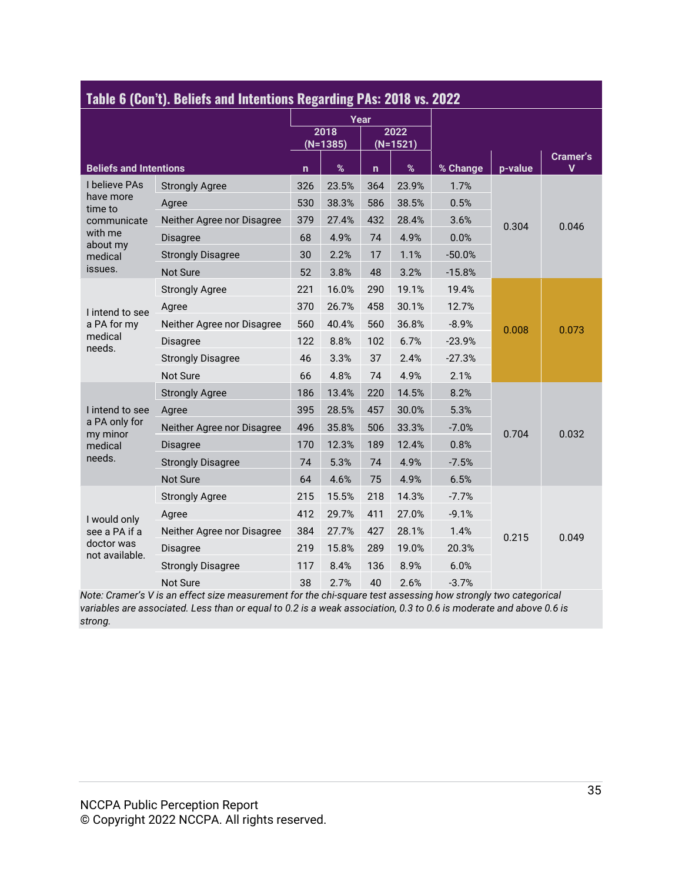**Table 6 (Con't). Beliefs and Intentions Regarding PAs: 2018 vs. 2022**

| Beliefs and Intentions | | 2018 (N=1385) n | 2018 (N=1385) % | 2022 (N=1521) n | 2022 (N=1521) % | % Change | p-value | Cramer's V |
|---|---|---|---|---|---|---|---|---|
| I believe PAs have more time to communicate with me about my medical issues. | Strongly Agree | 326 | 23.5% | 364 | 23.9% | 1.7% | 0.304 | 0.046 |
| | Agree | 530 | 38.3% | 586 | 38.5% | 0.5% | | |
| | Neither Agree nor Disagree | 379 | 27.4% | 432 | 28.4% | 3.6% | | |
| | Disagree | 68 | 4.9% | 74 | 4.9% | 0.0% | | |
| | Strongly Disagree | 30 | 2.2% | 17 | 1.1% | -50.0% | | |
| | Not Sure | 52 | 3.8% | 48 | 3.2% | -15.8% | | |
| I intend to see a PA for my medical needs. | Strongly Agree | 221 | 16.0% | 290 | 19.1% | 19.4% | 0.008 | 0.073 |
| | Agree | 370 | 26.7% | 458 | 30.1% | 12.7% | | |
| | Neither Agree nor Disagree | 560 | 40.4% | 560 | 36.8% | -8.9% | | |
| | Disagree | 122 | 8.8% | 102 | 6.7% | -23.9% | | |
| | Strongly Disagree | 46 | 3.3% | 37 | 2.4% | -27.3% | | |
| | Not Sure | 66 | 4.8% | 74 | 4.9% | 2.1% | | |
| I intend to see a PA only for my minor medical needs. | Strongly Agree | 186 | 13.4% | 220 | 14.5% | 8.2% | 0.704 | 0.032 |
| | Agree | 395 | 28.5% | 457 | 30.0% | 5.3% | | |
| | Neither Agree nor Disagree | 496 | 35.8% | 506 | 33.3% | -7.0% | | |
| | Disagree | 170 | 12.3% | 189 | 12.4% | 0.8% | | |
| | Strongly Disagree | 74 | 5.3% | 74 | 4.9% | -7.5% | | |
| | Not Sure | 64 | 4.6% | 75 | 4.9% | 6.5% | | |
| I would only see a PA if a doctor was not available. | Strongly Agree | 215 | 15.5% | 218 | 14.3% | -7.7% | 0.215 | 0.049 |
| | Agree | 412 | 29.7% | 411 | 27.0% | -9.1% | | |
| | Neither Agree nor Disagree | 384 | 27.7% | 427 | 28.1% | 1.4% | | |
| | Disagree | 219 | 15.8% | 289 | 19.0% | 20.3% | | |
| | Strongly Disagree | 117 | 8.4% | 136 | 8.9% | 6.0% | | |
| | Not Sure | 38 | 2.7% | 40 | 2.6% | -3.7% | | |

*Note: Cramer's V is an effect size measurement for the chi-square test assessing how strongly two categorical variables are associated. Less than or equal to 0.2 is a weak association, 0.3 to 0.6 is moderate and above 0.6 is strong.*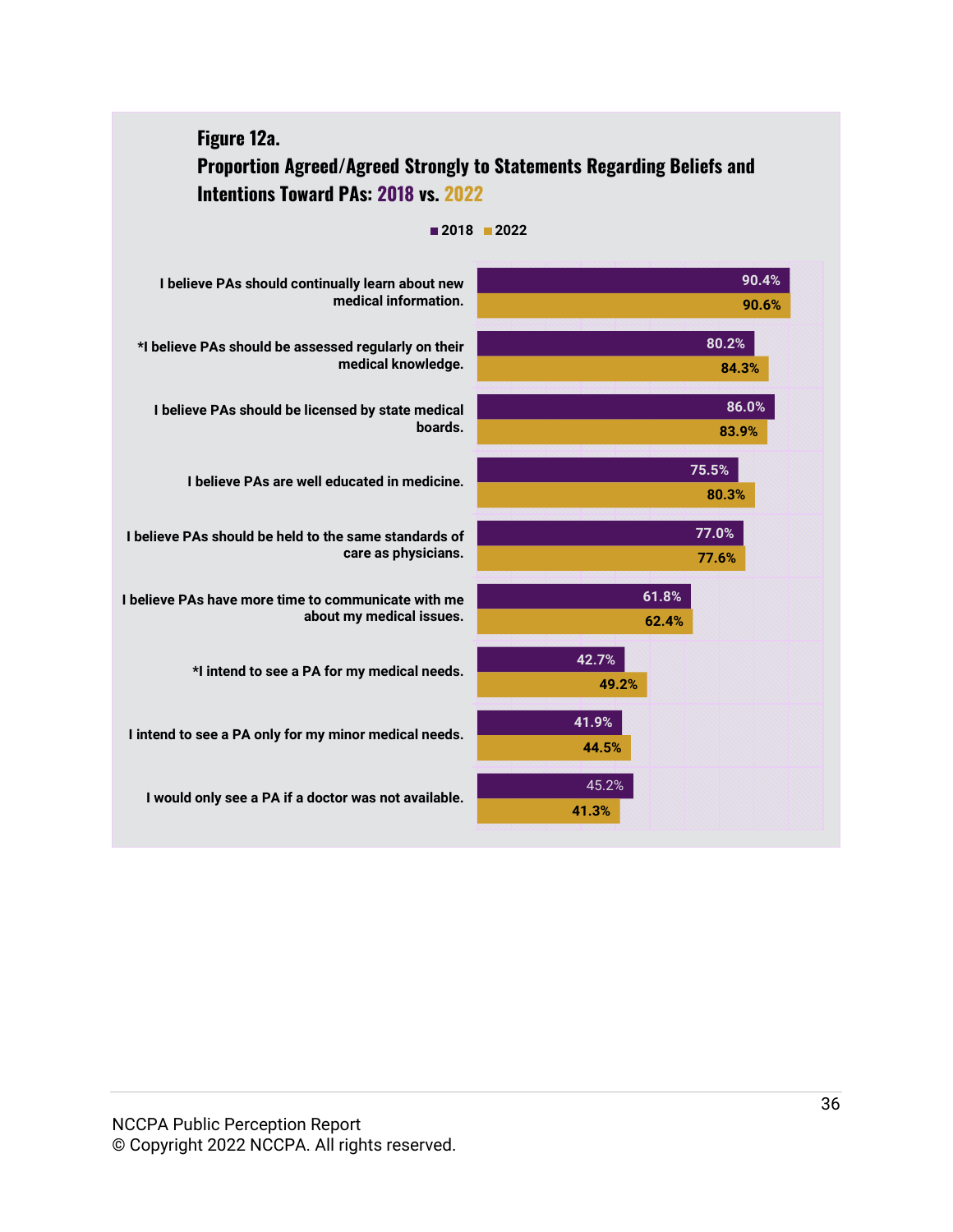**Figure 12a.**
**Proportion Agreed/Agreed Strongly to Statements Regarding Beliefs and Intentions Toward PAs: 2018 vs. 2022**

| Statement | 2018 | 2022 |
|---|---|---|
| I believe PAs should continually learn about new medical information. | 90.4% | 90.6% |
| *I believe PAs should be assessed regularly on their medical knowledge. | 80.2% | 84.3% |
| I believe PAs should be licensed by state medical boards. | 86.0% | 83.9% |
| I believe PAs are well educated in medicine. | 75.5% | 80.3% |
| I believe PAs should be held to the same standards of care as physicians. | 77.0% | 77.6% |
| I believe PAs have more time to communicate with me about my medical issues. | 61.8% | 62.4% |
| *I intend to see a PA for my medical needs. | 42.7% | 49.2% |
| I intend to see a PA only for my minor medical needs. | 41.9% | 44.5% |
| I would only see a PA if a doctor was not available. | 45.2% | 41.3% |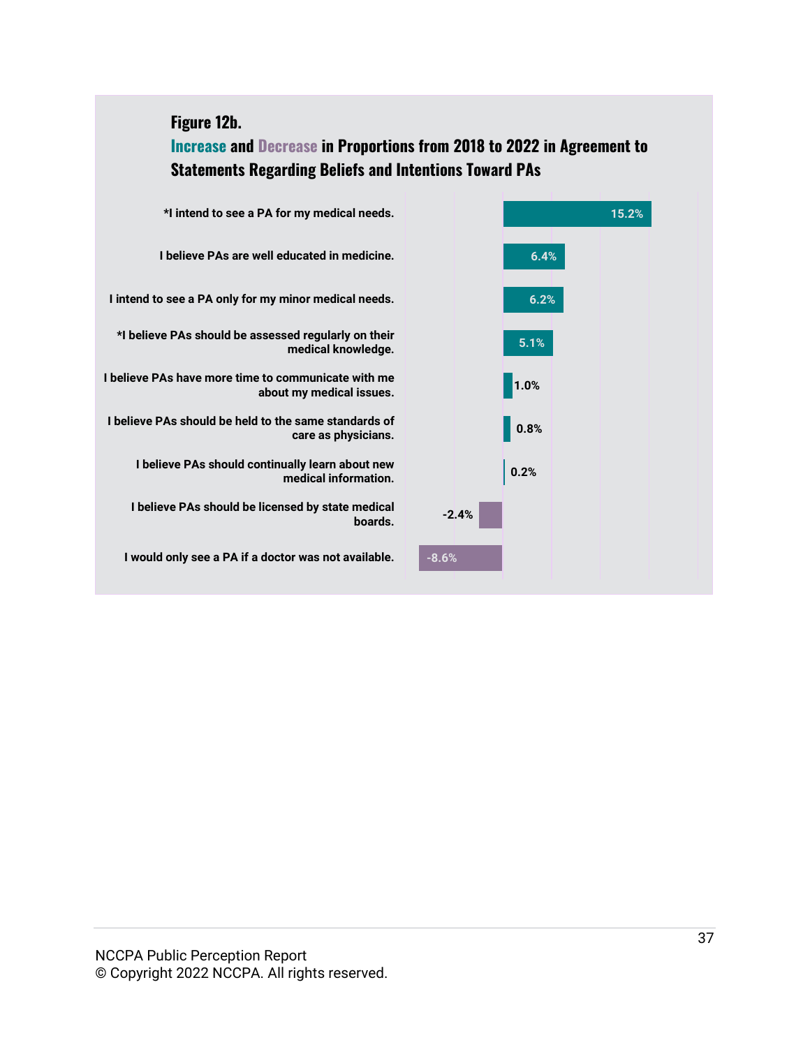**Figure 12b.**

**Increase and Decrease in Proportions from 2018 to 2022 in Agreement to Statements Regarding Beliefs and Intentions Toward PAs**

| Statement | Change |
| --- | --- |
| *I intend to see a PA for my medical needs. | 15.2% |
| I believe PAs are well educated in medicine. | 6.4% |
| I intend to see a PA only for my minor medical needs. | 6.2% |
| *I believe PAs should be assessed regularly on their medical knowledge. | 5.1% |
| I believe PAs have more time to communicate with me about my medical issues. | 1.0% |
| I believe PAs should be held to the same standards of care as physicians. | 0.8% |
| I believe PAs should continually learn about new medical information. | 0.2% |
| I believe PAs should be licensed by state medical boards. | -2.4% |
| I would only see a PA if a doctor was not available. | -8.6% |

NCCPA Public Perception Report
© Copyright 2022 NCCPA. All rights reserved.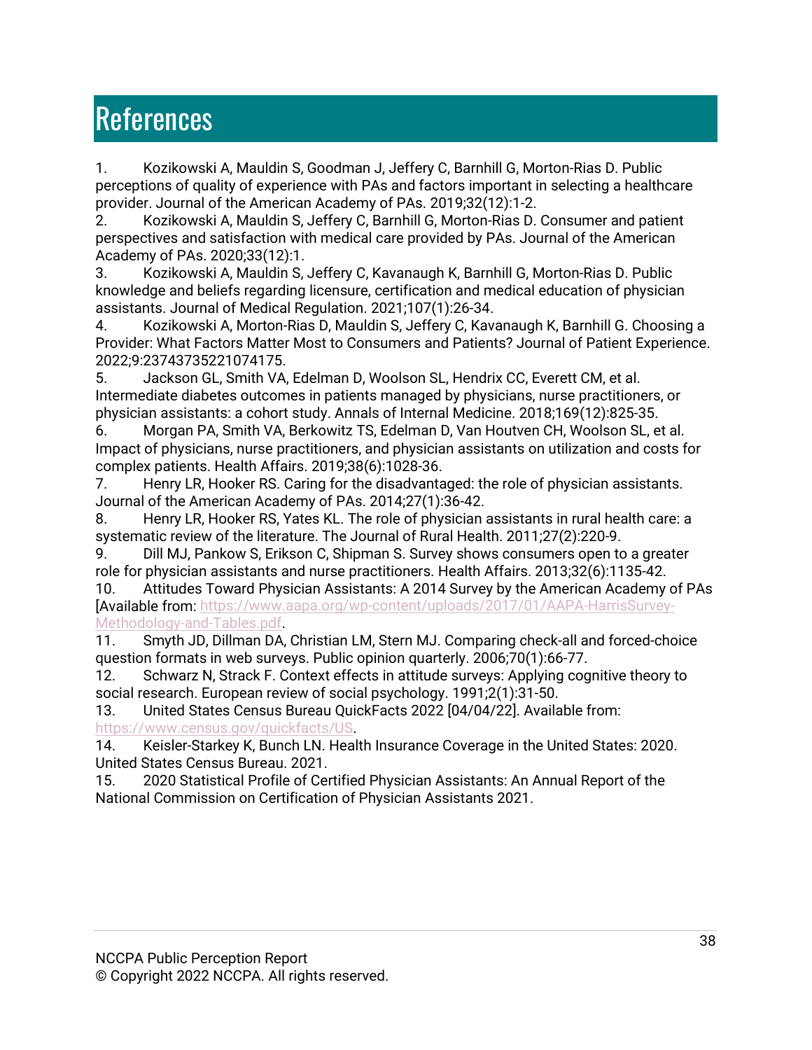# References

1. Kozikowski A, Mauldin S, Goodman J, Jeffery C, Barnhill G, Morton-Rias D. Public perceptions of quality of experience with PAs and factors important in selecting a healthcare provider. Journal of the American Academy of PAs. 2019;32(12):1-2.
2. Kozikowski A, Mauldin S, Jeffery C, Barnhill G, Morton-Rias D. Consumer and patient perspectives and satisfaction with medical care provided by PAs. Journal of the American Academy of PAs. 2020;33(12):1.
3. Kozikowski A, Mauldin S, Jeffery C, Kavanaugh K, Barnhill G, Morton-Rias D. Public knowledge and beliefs regarding licensure, certification and medical education of physician assistants. Journal of Medical Regulation. 2021;107(1):26-34.
4. Kozikowski A, Morton-Rias D, Mauldin S, Jeffery C, Kavanaugh K, Barnhill G. Choosing a Provider: What Factors Matter Most to Consumers and Patients? Journal of Patient Experience. 2022;9:23743735221074175.
5. Jackson GL, Smith VA, Edelman D, Woolson SL, Hendrix CC, Everett CM, et al. Intermediate diabetes outcomes in patients managed by physicians, nurse practitioners, or physician assistants: a cohort study. Annals of Internal Medicine. 2018;169(12):825-35.
6. Morgan PA, Smith VA, Berkowitz TS, Edelman D, Van Houtven CH, Woolson SL, et al. Impact of physicians, nurse practitioners, and physician assistants on utilization and costs for complex patients. Health Affairs. 2019;38(6):1028-36.
7. Henry LR, Hooker RS. Caring for the disadvantaged: the role of physician assistants. Journal of the American Academy of PAs. 2014;27(1):36-42.
8. Henry LR, Hooker RS, Yates KL. The role of physician assistants in rural health care: a systematic review of the literature. The Journal of Rural Health. 2011;27(2):220-9.
9. Dill MJ, Pankow S, Erikson C, Shipman S. Survey shows consumers open to a greater role for physician assistants and nurse practitioners. Health Affairs. 2013;32(6):1135-42.
10. Attitudes Toward Physician Assistants: A 2014 Survey by the American Academy of PAs [Available from: https://www.aapa.org/wp-content/uploads/2017/01/AAPA-HarrisSurvey-Methodology-and-Tables.pdf.
11. Smyth JD, Dillman DA, Christian LM, Stern MJ. Comparing check-all and forced-choice question formats in web surveys. Public opinion quarterly. 2006;70(1):66-77.
12. Schwarz N, Strack F. Context effects in attitude surveys: Applying cognitive theory to social research. European review of social psychology. 1991;2(1):31-50.
13. United States Census Bureau QuickFacts 2022 [04/04/22]. Available from: https://www.census.gov/quickfacts/US.
14. Keisler-Starkey K, Bunch LN. Health Insurance Coverage in the United States: 2020. United States Census Bureau. 2021.
15. 2020 Statistical Profile of Certified Physician Assistants: An Annual Report of the National Commission on Certification of Physician Assistants 2021.